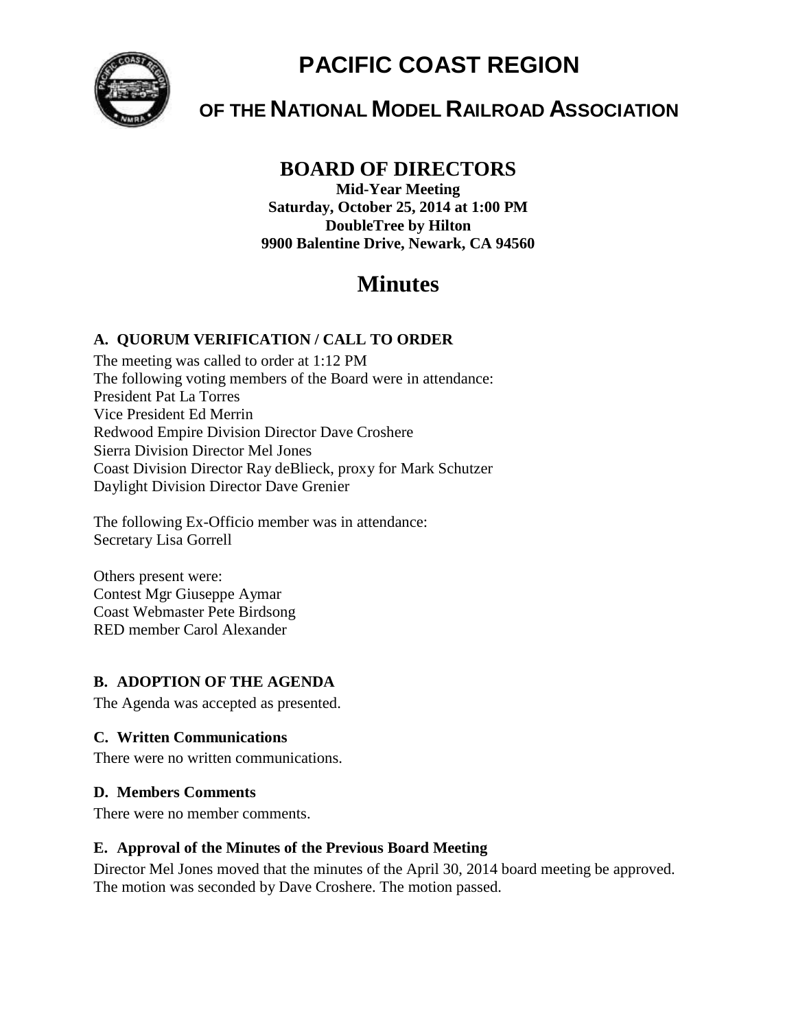# PACIFIC COAST REGION

## OF THE NATIONAL MODEL RAILROAD ASSOCIATION

## BOARD OF DIRECTORS

**Mid-Year Meeting**
**Saturday, October 25, 2014 at 1:00 PM**
**DoubleTree by Hilton**
**9900 Balentine Drive, Newark, CA 94560**

# Minutes

### A. QUORUM VERIFICATION / CALL TO ORDER

The meeting was called to order at 1:12 PM
The following voting members of the Board were in attendance:
President Pat La Torres
Vice President Ed Merrin
Redwood Empire Division Director Dave Croshere
Sierra Division Director Mel Jones
Coast Division Director Ray deBlieck, proxy for Mark Schutzer
Daylight Division Director Dave Grenier

The following Ex-Officio member was in attendance:
Secretary Lisa Gorrell

Others present were:
Contest Mgr Giuseppe Aymar
Coast Webmaster Pete Birdsong
RED member Carol Alexander

### B. ADOPTION OF THE AGENDA

The Agenda was accepted as presented.

### C. Written Communications

There were no written communications.

### D. Members Comments

There were no member comments.

### E. Approval of the Minutes of the Previous Board Meeting

Director Mel Jones moved that the minutes of the April 30, 2014 board meeting be approved. The motion was seconded by Dave Croshere. The motion passed.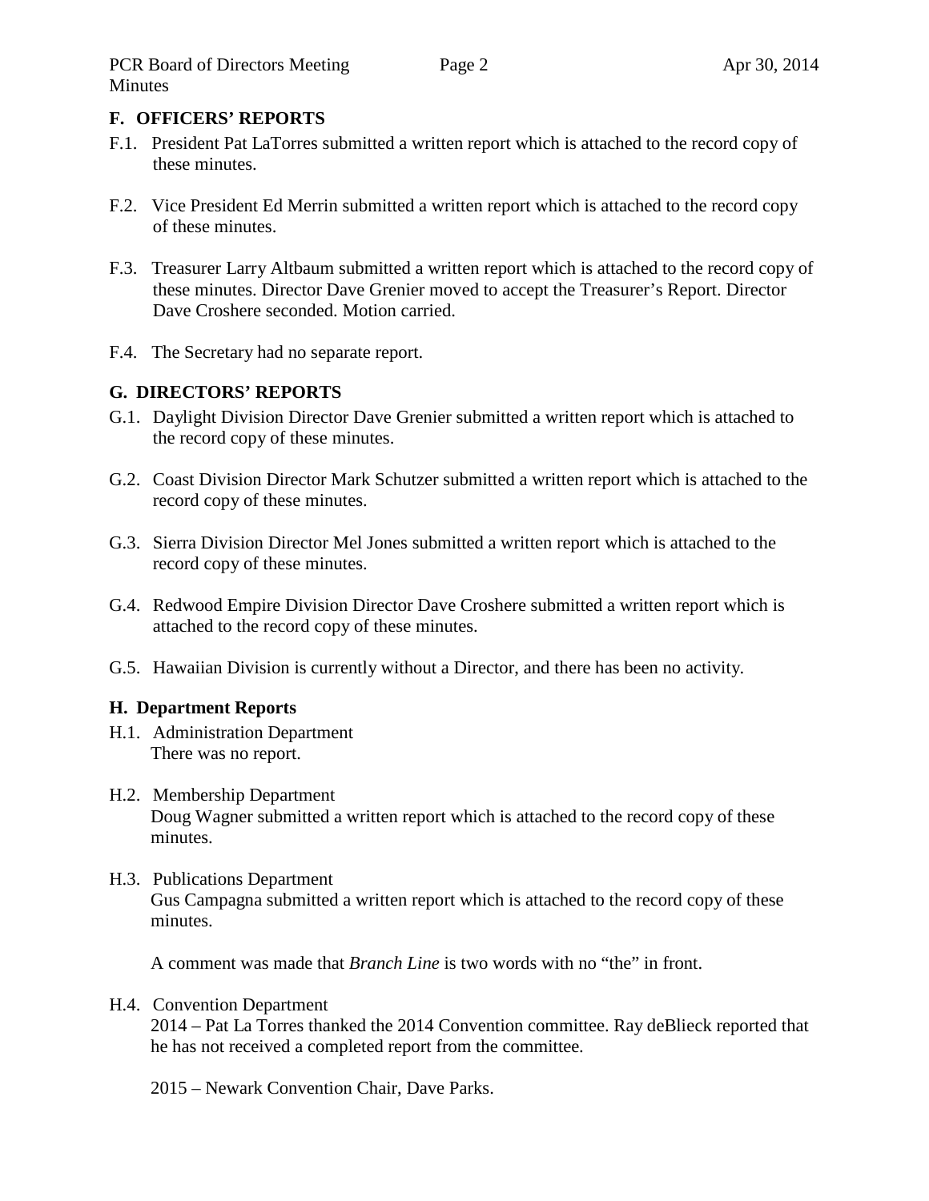## F. OFFICERS' REPORTS

F.1. President Pat LaTorres submitted a written report which is attached to the record copy of these minutes.

F.2. Vice President Ed Merrin submitted a written report which is attached to the record copy of these minutes.

F.3. Treasurer Larry Altbaum submitted a written report which is attached to the record copy of these minutes. Director Dave Grenier moved to accept the Treasurer's Report. Director Dave Croshere seconded. Motion carried.

F.4. The Secretary had no separate report.

## G. DIRECTORS' REPORTS

G.1. Daylight Division Director Dave Grenier submitted a written report which is attached to the record copy of these minutes.

G.2. Coast Division Director Mark Schutzer submitted a written report which is attached to the record copy of these minutes.

G.3. Sierra Division Director Mel Jones submitted a written report which is attached to the record copy of these minutes.

G.4. Redwood Empire Division Director Dave Croshere submitted a written report which is attached to the record copy of these minutes.

G.5. Hawaiian Division is currently without a Director, and there has been no activity.

## H. Department Reports

H.1. Administration Department
There was no report.

H.2. Membership Department
Doug Wagner submitted a written report which is attached to the record copy of these minutes.

H.3. Publications Department
Gus Campagna submitted a written report which is attached to the record copy of these minutes.

A comment was made that *Branch Line* is two words with no "the" in front.

H.4. Convention Department
2014 – Pat La Torres thanked the 2014 Convention committee. Ray deBlieck reported that he has not received a completed report from the committee.

2015 – Newark Convention Chair, Dave Parks.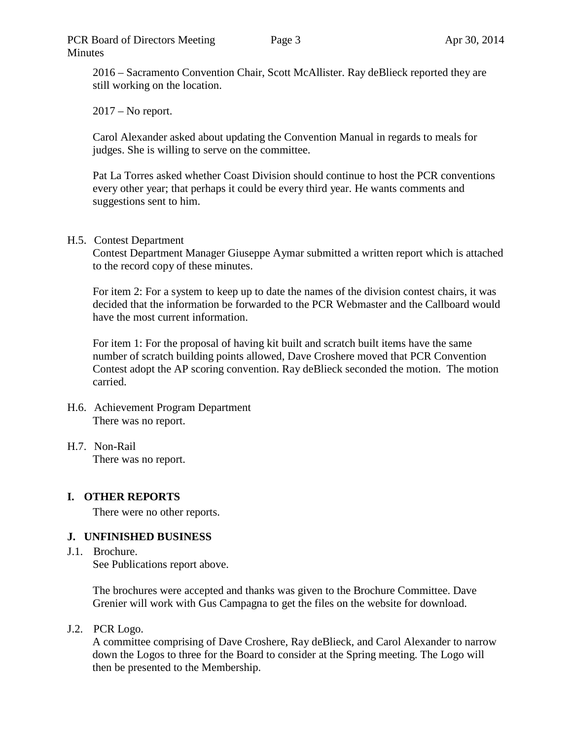2016 – Sacramento Convention Chair, Scott McAllister. Ray deBlieck reported they are still working on the location.

2017 – No report.

Carol Alexander asked about updating the Convention Manual in regards to meals for judges. She is willing to serve on the committee.

Pat La Torres asked whether Coast Division should continue to host the PCR conventions every other year; that perhaps it could be every third year. He wants comments and suggestions sent to him.

H.5. Contest Department

Contest Department Manager Giuseppe Aymar submitted a written report which is attached to the record copy of these minutes.

For item 2: For a system to keep up to date the names of the division contest chairs, it was decided that the information be forwarded to the PCR Webmaster and the Callboard would have the most current information.

For item 1: For the proposal of having kit built and scratch built items have the same number of scratch building points allowed, Dave Croshere moved that PCR Convention Contest adopt the AP scoring convention. Ray deBlieck seconded the motion. The motion carried.

H.6. Achievement Program Department

There was no report.

H.7. Non-Rail

There was no report.

## I. OTHER REPORTS

There were no other reports.

## J. UNFINISHED BUSINESS

J.1. Brochure.

See Publications report above.

The brochures were accepted and thanks was given to the Brochure Committee. Dave Grenier will work with Gus Campagna to get the files on the website for download.

J.2. PCR Logo.

A committee comprising of Dave Croshere, Ray deBlieck, and Carol Alexander to narrow down the Logos to three for the Board to consider at the Spring meeting. The Logo will then be presented to the Membership.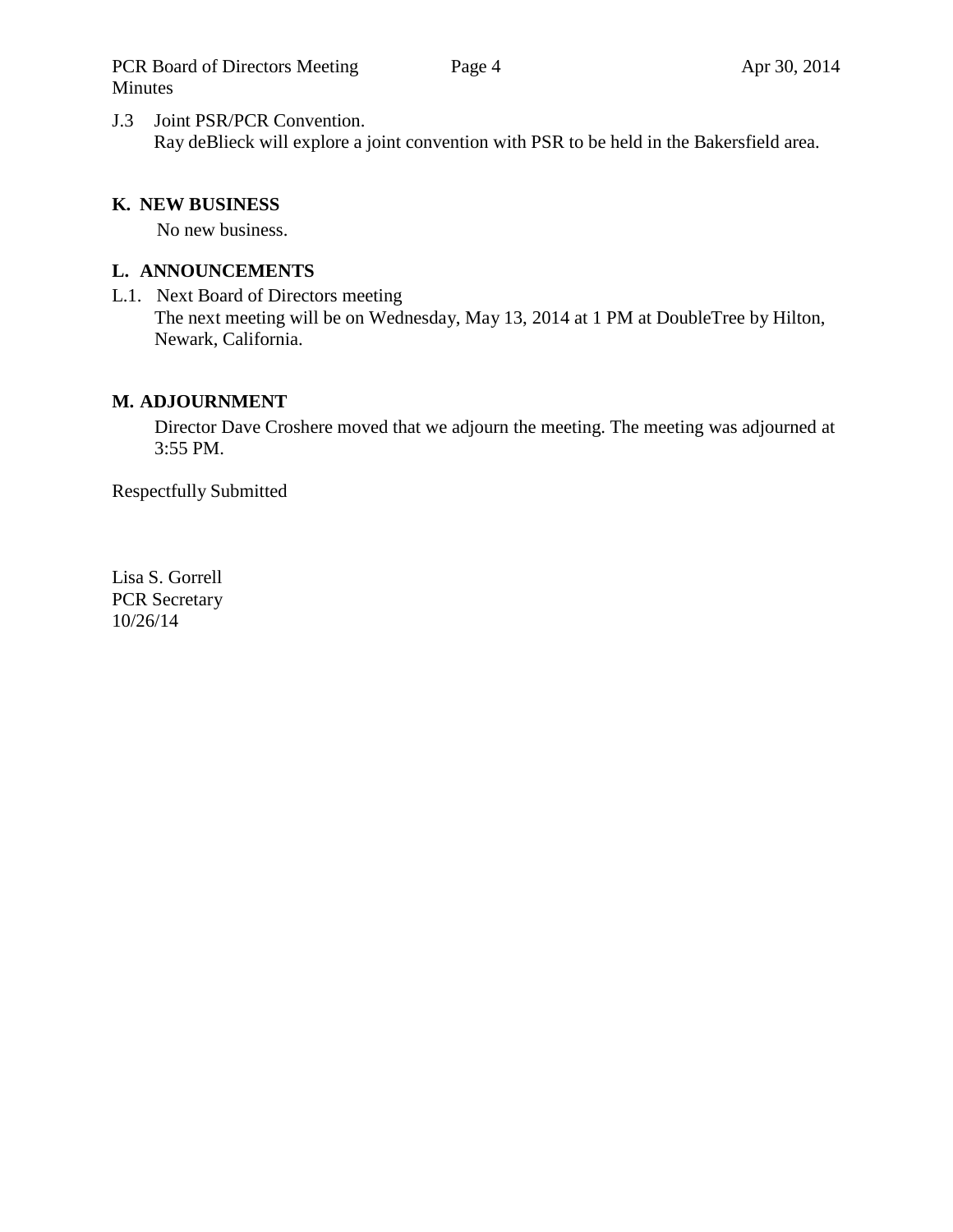J.3 Joint PSR/PCR Convention.

Ray deBlieck will explore a joint convention with PSR to be held in the Bakersfield area.

## K. NEW BUSINESS

No new business.

## L. ANNOUNCEMENTS

L.1. Next Board of Directors meeting

The next meeting will be on Wednesday, May 13, 2014 at 1 PM at DoubleTree by Hilton, Newark, California.

## M. ADJOURNMENT

Director Dave Croshere moved that we adjourn the meeting. The meeting was adjourned at 3:55 PM.

Respectfully Submitted

Lisa S. Gorrell  
PCR Secretary  
10/26/14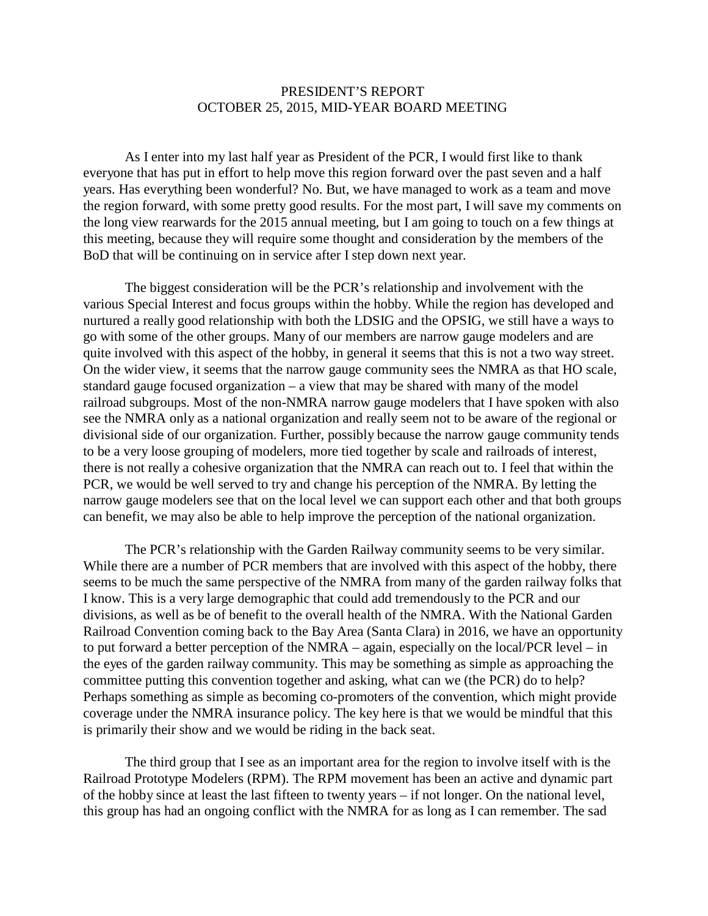# PRESIDENT'S REPORT
## OCTOBER 25, 2015, MID-YEAR BOARD MEETING

As I enter into my last half year as President of the PCR, I would first like to thank everyone that has put in effort to help move this region forward over the past seven and a half years. Has everything been wonderful? No. But, we have managed to work as a team and move the region forward, with some pretty good results. For the most part, I will save my comments on the long view rearwards for the 2015 annual meeting, but I am going to touch on a few things at this meeting, because they will require some thought and consideration by the members of the BoD that will be continuing on in service after I step down next year.

The biggest consideration will be the PCR's relationship and involvement with the various Special Interest and focus groups within the hobby. While the region has developed and nurtured a really good relationship with both the LDSIG and the OPSIG, we still have a ways to go with some of the other groups. Many of our members are narrow gauge modelers and are quite involved with this aspect of the hobby, in general it seems that this is not a two way street. On the wider view, it seems that the narrow gauge community sees the NMRA as that HO scale, standard gauge focused organization – a view that may be shared with many of the model railroad subgroups. Most of the non-NMRA narrow gauge modelers that I have spoken with also see the NMRA only as a national organization and really seem not to be aware of the regional or divisional side of our organization. Further, possibly because the narrow gauge community tends to be a very loose grouping of modelers, more tied together by scale and railroads of interest, there is not really a cohesive organization that the NMRA can reach out to. I feel that within the PCR, we would be well served to try and change his perception of the NMRA. By letting the narrow gauge modelers see that on the local level we can support each other and that both groups can benefit, we may also be able to help improve the perception of the national organization.

The PCR's relationship with the Garden Railway community seems to be very similar. While there are a number of PCR members that are involved with this aspect of the hobby, there seems to be much the same perspective of the NMRA from many of the garden railway folks that I know. This is a very large demographic that could add tremendously to the PCR and our divisions, as well as be of benefit to the overall health of the NMRA. With the National Garden Railroad Convention coming back to the Bay Area (Santa Clara) in 2016, we have an opportunity to put forward a better perception of the NMRA – again, especially on the local/PCR level – in the eyes of the garden railway community. This may be something as simple as approaching the committee putting this convention together and asking, what can we (the PCR) do to help? Perhaps something as simple as becoming co-promoters of the convention, which might provide coverage under the NMRA insurance policy. The key here is that we would be mindful that this is primarily their show and we would be riding in the back seat.

The third group that I see as an important area for the region to involve itself with is the Railroad Prototype Modelers (RPM). The RPM movement has been an active and dynamic part of the hobby since at least the last fifteen to twenty years – if not longer. On the national level, this group has had an ongoing conflict with the NMRA for as long as I can remember. The sad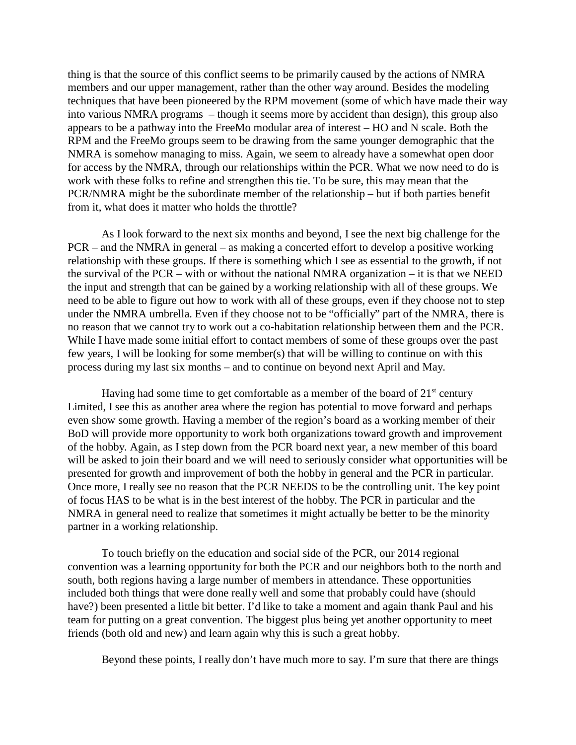thing is that the source of this conflict seems to be primarily caused by the actions of NMRA members and our upper management, rather than the other way around. Besides the modeling techniques that have been pioneered by the RPM movement (some of which have made their way into various NMRA programs – though it seems more by accident than design), this group also appears to be a pathway into the FreeMo modular area of interest – HO and N scale. Both the RPM and the FreeMo groups seem to be drawing from the same younger demographic that the NMRA is somehow managing to miss. Again, we seem to already have a somewhat open door for access by the NMRA, through our relationships within the PCR. What we now need to do is work with these folks to refine and strengthen this tie. To be sure, this may mean that the PCR/NMRA might be the subordinate member of the relationship – but if both parties benefit from it, what does it matter who holds the throttle?

As I look forward to the next six months and beyond, I see the next big challenge for the PCR – and the NMRA in general – as making a concerted effort to develop a positive working relationship with these groups. If there is something which I see as essential to the growth, if not the survival of the PCR – with or without the national NMRA organization – it is that we NEED the input and strength that can be gained by a working relationship with all of these groups. We need to be able to figure out how to work with all of these groups, even if they choose not to step under the NMRA umbrella. Even if they choose not to be "officially" part of the NMRA, there is no reason that we cannot try to work out a co-habitation relationship between them and the PCR. While I have made some initial effort to contact members of some of these groups over the past few years, I will be looking for some member(s) that will be willing to continue on with this process during my last six months – and to continue on beyond next April and May.

Having had some time to get comfortable as a member of the board of 21st century Limited, I see this as another area where the region has potential to move forward and perhaps even show some growth. Having a member of the region's board as a working member of their BoD will provide more opportunity to work both organizations toward growth and improvement of the hobby. Again, as I step down from the PCR board next year, a new member of this board will be asked to join their board and we will need to seriously consider what opportunities will be presented for growth and improvement of both the hobby in general and the PCR in particular. Once more, I really see no reason that the PCR NEEDS to be the controlling unit. The key point of focus HAS to be what is in the best interest of the hobby. The PCR in particular and the NMRA in general need to realize that sometimes it might actually be better to be the minority partner in a working relationship.

To touch briefly on the education and social side of the PCR, our 2014 regional convention was a learning opportunity for both the PCR and our neighbors both to the north and south, both regions having a large number of members in attendance. These opportunities included both things that were done really well and some that probably could have (should have?) been presented a little bit better. I'd like to take a moment and again thank Paul and his team for putting on a great convention. The biggest plus being yet another opportunity to meet friends (both old and new) and learn again why this is such a great hobby.

Beyond these points, I really don't have much more to say. I'm sure that there are things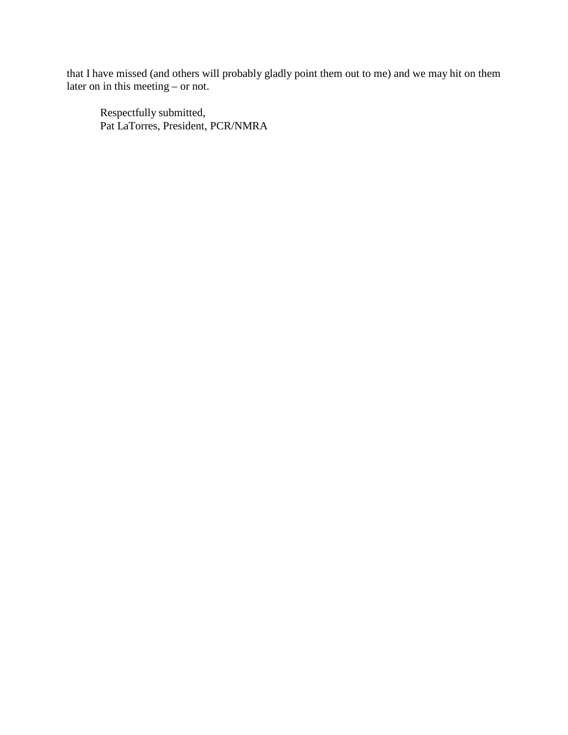that I have missed (and others will probably gladly point them out to me) and we may hit on them later on in this meeting – or not.

Respectfully submitted,
Pat LaTorres, President, PCR/NMRA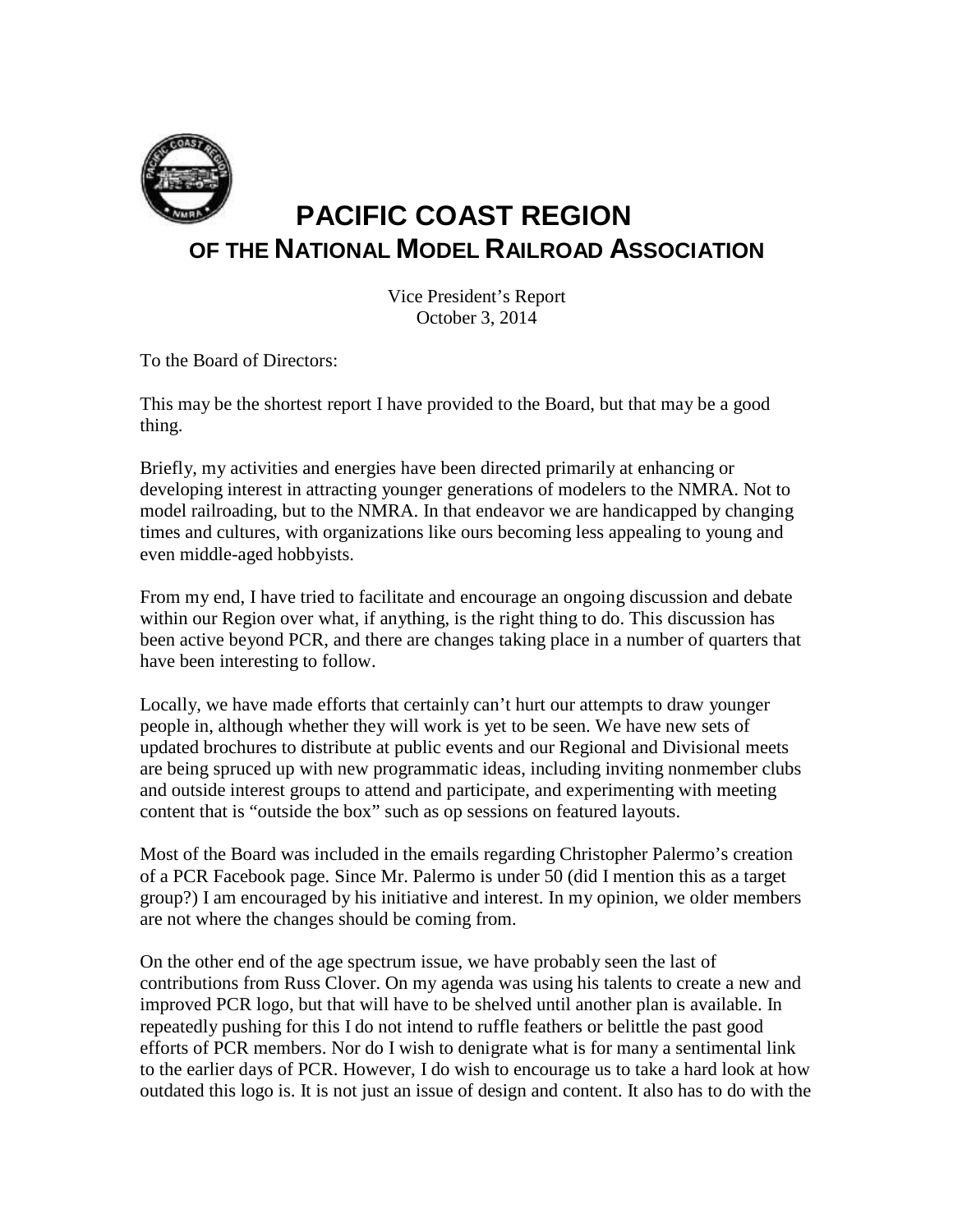# PACIFIC COAST REGION
## OF THE NATIONAL MODEL RAILROAD ASSOCIATION

Vice President's Report
October 3, 2014

To the Board of Directors:

This may be the shortest report I have provided to the Board, but that may be a good thing.

Briefly, my activities and energies have been directed primarily at enhancing or developing interest in attracting younger generations of modelers to the NMRA. Not to model railroading, but to the NMRA. In that endeavor we are handicapped by changing times and cultures, with organizations like ours becoming less appealing to young and even middle-aged hobbyists.

From my end, I have tried to facilitate and encourage an ongoing discussion and debate within our Region over what, if anything, is the right thing to do. This discussion has been active beyond PCR, and there are changes taking place in a number of quarters that have been interesting to follow.

Locally, we have made efforts that certainly can't hurt our attempts to draw younger people in, although whether they will work is yet to be seen. We have new sets of updated brochures to distribute at public events and our Regional and Divisional meets are being spruced up with new programmatic ideas, including inviting nonmember clubs and outside interest groups to attend and participate, and experimenting with meeting content that is "outside the box" such as op sessions on featured layouts.

Most of the Board was included in the emails regarding Christopher Palermo's creation of a PCR Facebook page. Since Mr. Palermo is under 50 (did I mention this as a target group?) I am encouraged by his initiative and interest. In my opinion, we older members are not where the changes should be coming from.

On the other end of the age spectrum issue, we have probably seen the last of contributions from Russ Clover. On my agenda was using his talents to create a new and improved PCR logo, but that will have to be shelved until another plan is available. In repeatedly pushing for this I do not intend to ruffle feathers or belittle the past good efforts of PCR members. Nor do I wish to denigrate what is for many a sentimental link to the earlier days of PCR. However, I do wish to encourage us to take a hard look at how outdated this logo is. It is not just an issue of design and content. It also has to do with the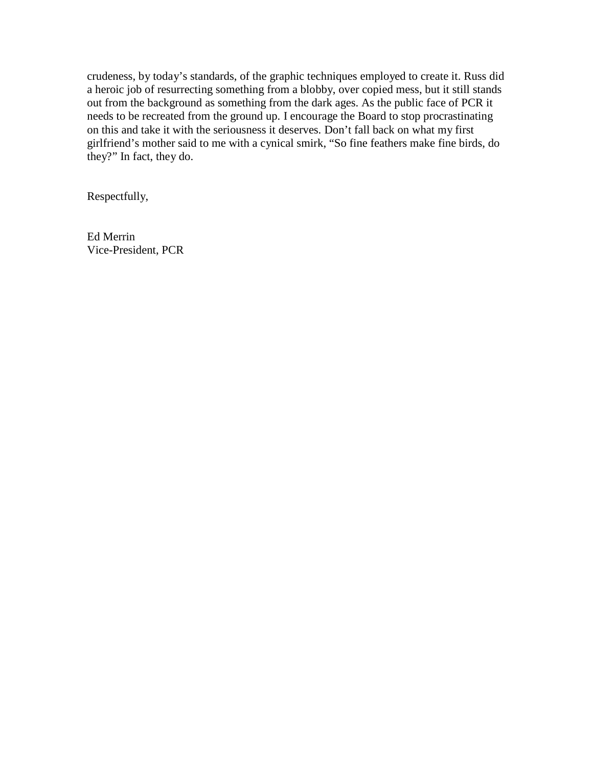crudeness, by today's standards, of the graphic techniques employed to create it. Russ did a heroic job of resurrecting something from a blobby, over copied mess, but it still stands out from the background as something from the dark ages. As the public face of PCR it needs to be recreated from the ground up. I encourage the Board to stop procrastinating on this and take it with the seriousness it deserves. Don't fall back on what my first girlfriend's mother said to me with a cynical smirk, "So fine feathers make fine birds, do they?" In fact, they do.

Respectfully,

Ed Merrin
Vice-President, PCR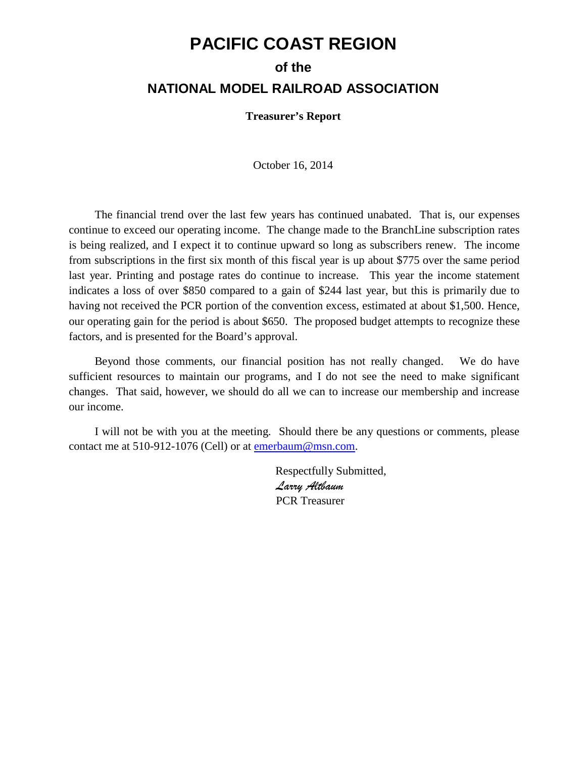# PACIFIC COAST REGION

## of the

## NATIONAL MODEL RAILROAD ASSOCIATION

**Treasurer's Report**

October 16, 2014

The financial trend over the last few years has continued unabated. That is, our expenses continue to exceed our operating income. The change made to the BranchLine subscription rates is being realized, and I expect it to continue upward so long as subscribers renew. The income from subscriptions in the first six month of this fiscal year is up about $775 over the same period last year. Printing and postage rates do continue to increase. This year the income statement indicates a loss of over $850 compared to a gain of $244 last year, but this is primarily due to having not received the PCR portion of the convention excess, estimated at about $1,500. Hence, our operating gain for the period is about $650. The proposed budget attempts to recognize these factors, and is presented for the Board's approval.

Beyond those comments, our financial position has not really changed. We do have sufficient resources to maintain our programs, and I do not see the need to make significant changes. That said, however, we should do all we can to increase our membership and increase our income.

I will not be with you at the meeting. Should there be any questions or comments, please contact me at 510-912-1076 (Cell) or at emerbaum@msn.com.

Respectfully Submitted,
*Larry Altbaum*
PCR Treasurer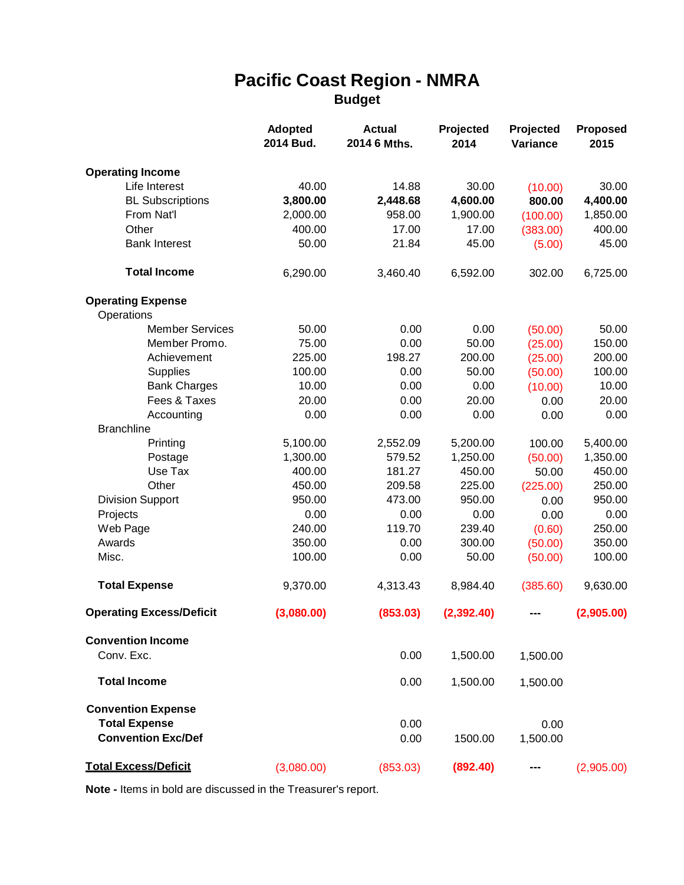# Pacific Coast Region - NMRA

## Budget

| | Adopted 2014 Bud. | Actual 2014 6 Mths. | Projected 2014 | Projected Variance | Proposed 2015 |
|---|---|---|---|---|---|
| **Operating Income** | | | | | |
| Life Interest | 40.00 | 14.88 | 30.00 | (10.00) | 30.00 |
| BL Subscriptions | **3,800.00** | **2,448.68** | **4,600.00** | **800.00** | **4,400.00** |
| From Nat'l | 2,000.00 | 958.00 | 1,900.00 | (100.00) | 1,850.00 |
| Other | 400.00 | 17.00 | 17.00 | (383.00) | 400.00 |
| Bank Interest | 50.00 | 21.84 | 45.00 | (5.00) | 45.00 |
| **Total Income** | 6,290.00 | 3,460.40 | 6,592.00 | 302.00 | 6,725.00 |
| **Operating Expense** | | | | | |
| Operations | | | | | |
| Member Services | 50.00 | 0.00 | 0.00 | (50.00) | 50.00 |
| Member Promo. | 75.00 | 0.00 | 50.00 | (25.00) | 150.00 |
| Achievement | 225.00 | 198.27 | 200.00 | (25.00) | 200.00 |
| Supplies | 100.00 | 0.00 | 50.00 | (50.00) | 100.00 |
| Bank Charges | 10.00 | 0.00 | 0.00 | (10.00) | 10.00 |
| Fees & Taxes | 20.00 | 0.00 | 20.00 | 0.00 | 20.00 |
| Accounting | 0.00 | 0.00 | 0.00 | 0.00 | 0.00 |
| Branchline | | | | | |
| Printing | 5,100.00 | 2,552.09 | 5,200.00 | 100.00 | 5,400.00 |
| Postage | 1,300.00 | 579.52 | 1,250.00 | (50.00) | 1,350.00 |
| Use Tax | 400.00 | 181.27 | 450.00 | 50.00 | 450.00 |
| Other | 450.00 | 209.58 | 225.00 | (225.00) | 250.00 |
| Division Support | 950.00 | 473.00 | 950.00 | 0.00 | 950.00 |
| Projects | 0.00 | 0.00 | 0.00 | 0.00 | 0.00 |
| Web Page | 240.00 | 119.70 | 239.40 | (0.60) | 250.00 |
| Awards | 350.00 | 0.00 | 300.00 | (50.00) | 350.00 |
| Misc. | 100.00 | 0.00 | 50.00 | (50.00) | 100.00 |
| **Total Expense** | 9,370.00 | 4,313.43 | 8,984.40 | (385.60) | 9,630.00 |
| **Operating Excess/Deficit** | **(3,080.00)** | **(853.03)** | **(2,392.40)** | **---** | **(2,905.00)** |
| **Convention Income** | | | | | |
| Conv. Exc. | | 0.00 | 1,500.00 | 1,500.00 | |
| **Total Income** | | 0.00 | 1,500.00 | 1,500.00 | |
| **Convention Expense** | | | | | |
| **Total Expense** | | 0.00 | | 0.00 | |
| **Convention Exc/Def** | | 0.00 | 1500.00 | 1,500.00 | |
| **Total Excess/Deficit** | (3,080.00) | (853.03) | **(892.40)** | **---** | (2,905.00) |

**Note -** Items in bold are discussed in the Treasurer's report.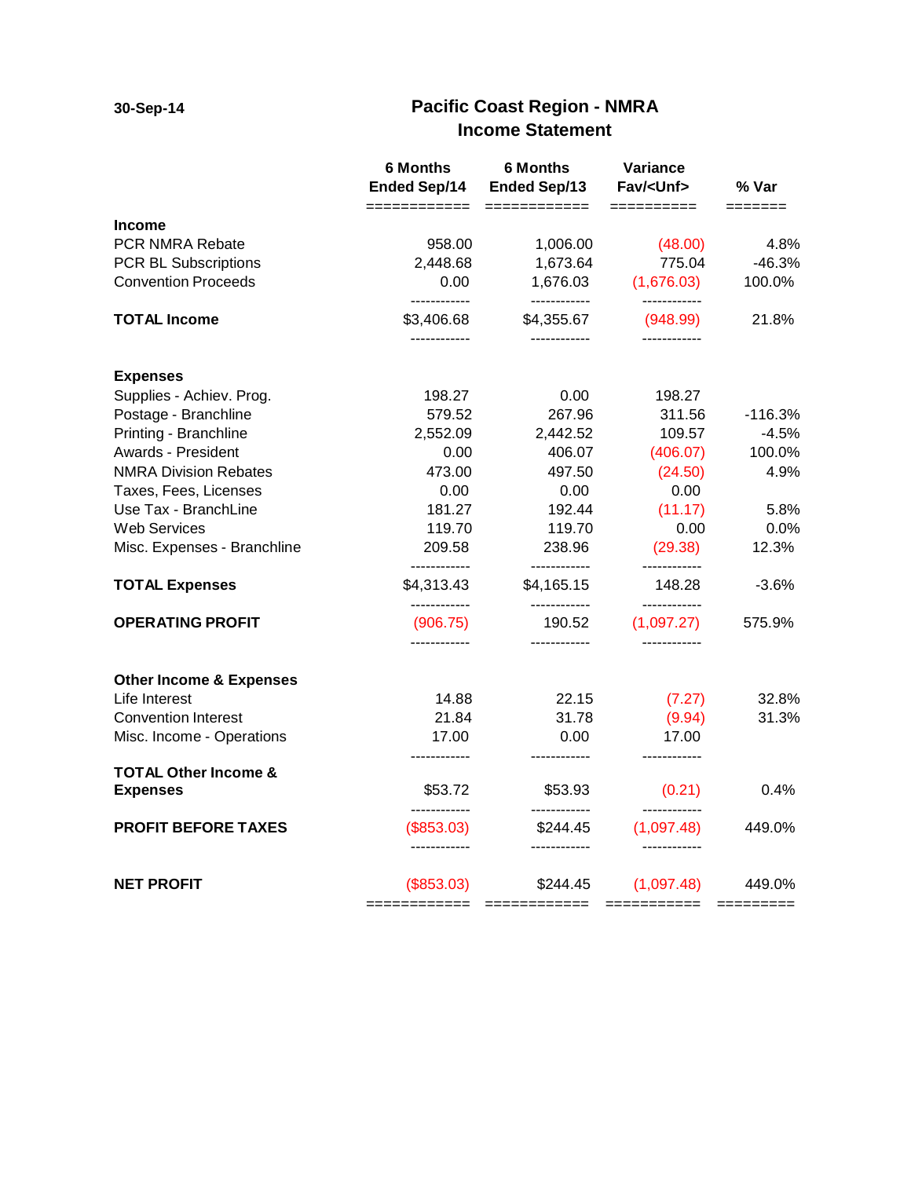30-Sep-14

# Pacific Coast Region - NMRA
## Income Statement

| | 6 Months Ended Sep/14 | 6 Months Ended Sep/13 | Variance Fav/<Unf> | % Var |
|---|---|---|---|---|
| **Income** | | | | |
| PCR NMRA Rebate | 958.00 | 1,006.00 | (48.00) | 4.8% |
| PCR BL Subscriptions | 2,448.68 | 1,673.64 | 775.04 | -46.3% |
| Convention Proceeds | 0.00 | 1,676.03 | (1,676.03) | 100.0% |
| **TOTAL Income** | $3,406.68 | $4,355.67 | (948.99) | 21.8% |
| **Expenses** | | | | |
| Supplies - Achiev. Prog. | 198.27 | 0.00 | 198.27 | |
| Postage - Branchline | 579.52 | 267.96 | 311.56 | -116.3% |
| Printing - Branchline | 2,552.09 | 2,442.52 | 109.57 | -4.5% |
| Awards - President | 0.00 | 406.07 | (406.07) | 100.0% |
| NMRA Division Rebates | 473.00 | 497.50 | (24.50) | 4.9% |
| Taxes, Fees, Licenses | 0.00 | 0.00 | 0.00 | |
| Use Tax - BranchLine | 181.27 | 192.44 | (11.17) | 5.8% |
| Web Services | 119.70 | 119.70 | 0.00 | 0.0% |
| Misc. Expenses - Branchline | 209.58 | 238.96 | (29.38) | 12.3% |
| **TOTAL Expenses** | $4,313.43 | $4,165.15 | 148.28 | -3.6% |
| **OPERATING PROFIT** | (906.75) | 190.52 | (1,097.27) | 575.9% |
| **Other Income & Expenses** | | | | |
| Life Interest | 14.88 | 22.15 | (7.27) | 32.8% |
| Convention Interest | 21.84 | 31.78 | (9.94) | 31.3% |
| Misc. Income - Operations | 17.00 | 0.00 | 17.00 | |
| **TOTAL Other Income & Expenses** | $53.72 | $53.93 | (0.21) | 0.4% |
| **PROFIT BEFORE TAXES** | ($853.03) | $244.45 | (1,097.48) | 449.0% |
| **NET PROFIT** | ($853.03) | $244.45 | (1,097.48) | 449.0% |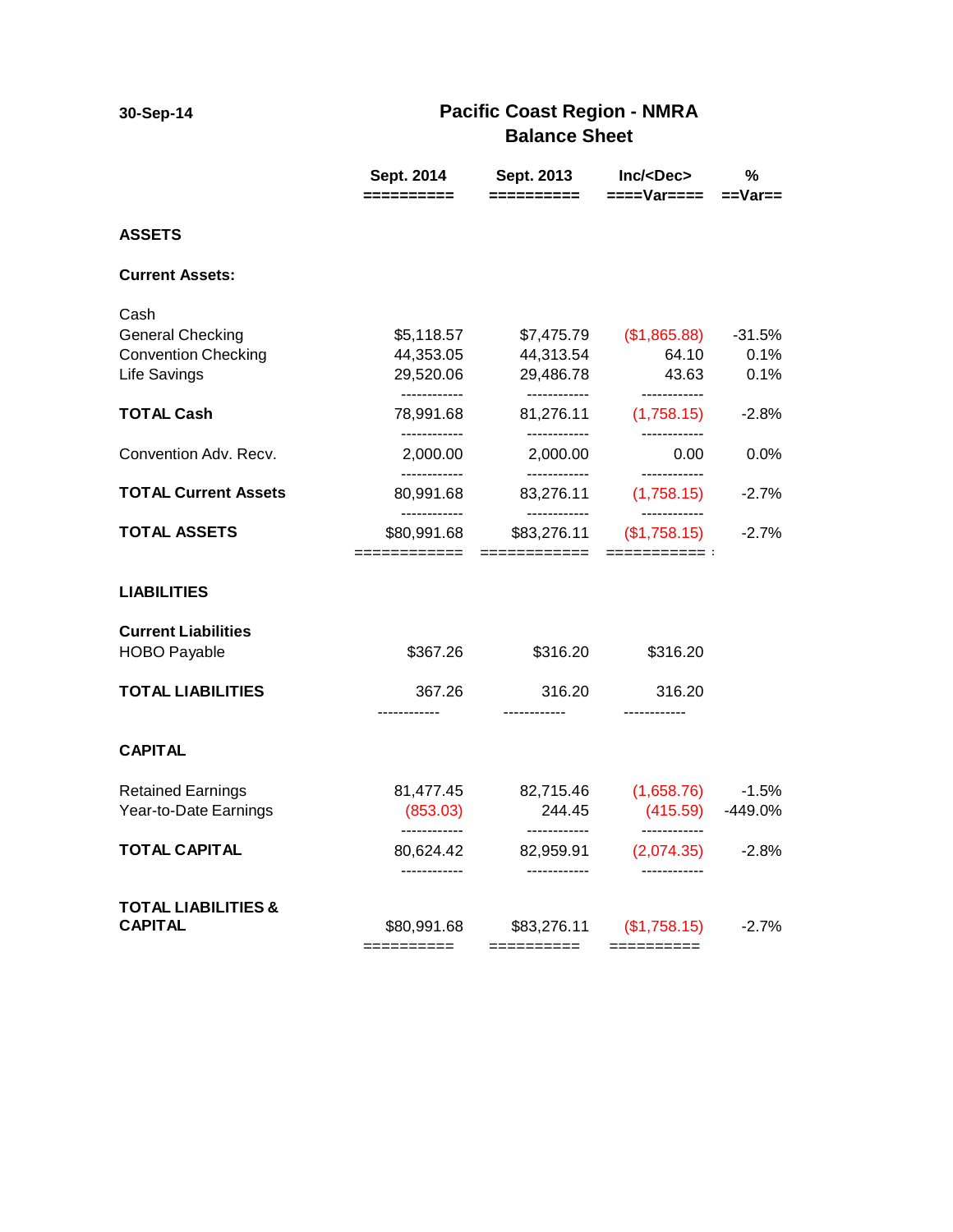30-Sep-14

# Pacific Coast Region - NMRA
## Balance Sheet

| | Sept. 2014 | Sept. 2013 | Inc/<Dec> Var | % Var |
|---|---|---|---|---|
| **ASSETS** | | | | |
| **Current Assets:** | | | | |
| Cash | | | | |
| General Checking | $5,118.57 | $7,475.79 | ($1,865.88) | -31.5% |
| Convention Checking | 44,353.05 | 44,313.54 | 64.10 | 0.1% |
| Life Savings | 29,520.06 | 29,486.78 | 43.63 | 0.1% |
| **TOTAL Cash** | 78,991.68 | 81,276.11 | (1,758.15) | -2.8% |
| Convention Adv. Recv. | 2,000.00 | 2,000.00 | 0.00 | 0.0% |
| **TOTAL Current Assets** | 80,991.68 | 83,276.11 | (1,758.15) | -2.7% |
| **TOTAL ASSETS** | $80,991.68 | $83,276.11 | ($1,758.15) | -2.7% |
| **LIABILITIES** | | | | |
| **Current Liabilities** | | | | |
| HOBO Payable | $367.26 | $316.20 | $316.20 | |
| **TOTAL LIABILITIES** | 367.26 | 316.20 | 316.20 | |
| **CAPITAL** | | | | |
| Retained Earnings | 81,477.45 | 82,715.46 | (1,658.76) | -1.5% |
| Year-to-Date Earnings | (853.03) | 244.45 | (415.59) | -449.0% |
| **TOTAL CAPITAL** | 80,624.42 | 82,959.91 | (2,074.35) | -2.8% |
| **TOTAL LIABILITIES & CAPITAL** | $80,991.68 | $83,276.11 | ($1,758.15) | -2.7% |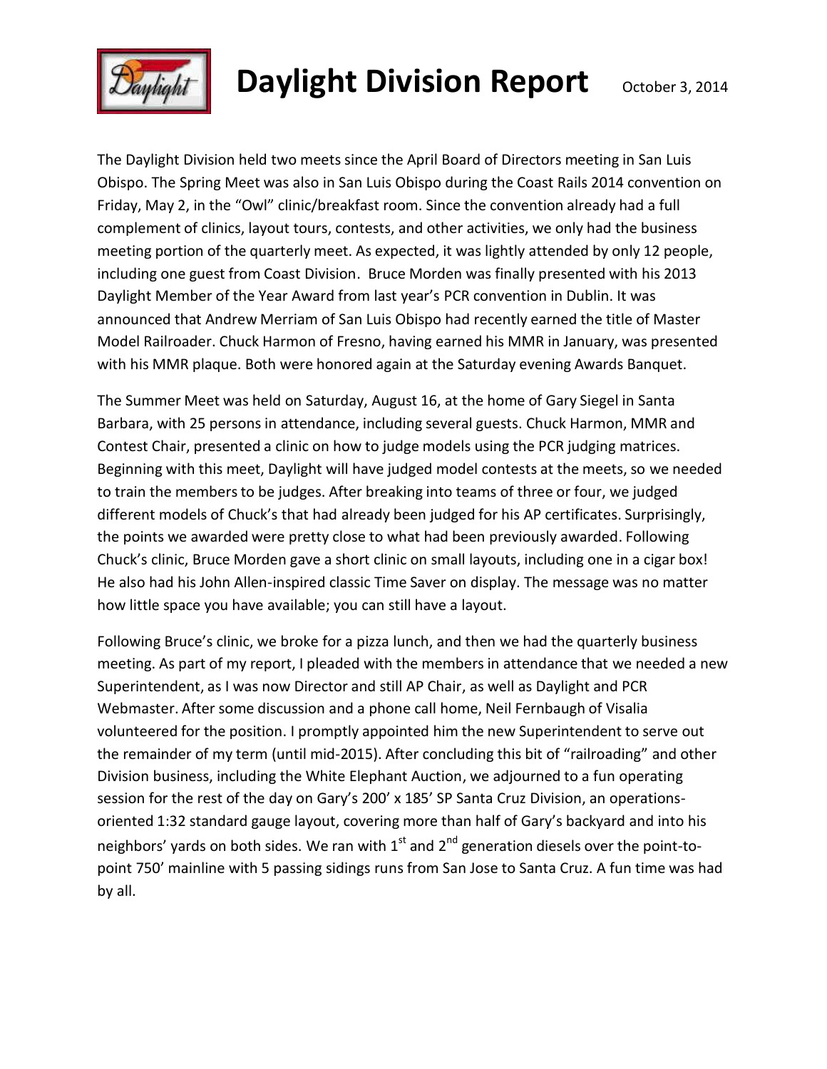# Daylight Division Report

October 3, 2014

The Daylight Division held two meets since the April Board of Directors meeting in San Luis Obispo. The Spring Meet was also in San Luis Obispo during the Coast Rails 2014 convention on Friday, May 2, in the "Owl" clinic/breakfast room. Since the convention already had a full complement of clinics, layout tours, contests, and other activities, we only had the business meeting portion of the quarterly meet. As expected, it was lightly attended by only 12 people, including one guest from Coast Division. Bruce Morden was finally presented with his 2013 Daylight Member of the Year Award from last year's PCR convention in Dublin. It was announced that Andrew Merriam of San Luis Obispo had recently earned the title of Master Model Railroader. Chuck Harmon of Fresno, having earned his MMR in January, was presented with his MMR plaque. Both were honored again at the Saturday evening Awards Banquet.

The Summer Meet was held on Saturday, August 16, at the home of Gary Siegel in Santa Barbara, with 25 persons in attendance, including several guests. Chuck Harmon, MMR and Contest Chair, presented a clinic on how to judge models using the PCR judging matrices. Beginning with this meet, Daylight will have judged model contests at the meets, so we needed to train the members to be judges. After breaking into teams of three or four, we judged different models of Chuck's that had already been judged for his AP certificates. Surprisingly, the points we awarded were pretty close to what had been previously awarded. Following Chuck's clinic, Bruce Morden gave a short clinic on small layouts, including one in a cigar box! He also had his John Allen-inspired classic Time Saver on display. The message was no matter how little space you have available; you can still have a layout.

Following Bruce's clinic, we broke for a pizza lunch, and then we had the quarterly business meeting. As part of my report, I pleaded with the members in attendance that we needed a new Superintendent, as I was now Director and still AP Chair, as well as Daylight and PCR Webmaster. After some discussion and a phone call home, Neil Fernbaugh of Visalia volunteered for the position. I promptly appointed him the new Superintendent to serve out the remainder of my term (until mid-2015). After concluding this bit of "railroading" and other Division business, including the White Elephant Auction, we adjourned to a fun operating session for the rest of the day on Gary's 200' x 185' SP Santa Cruz Division, an operations-oriented 1:32 standard gauge layout, covering more than half of Gary's backyard and into his neighbors' yards on both sides. We ran with 1st and 2nd generation diesels over the point-to-point 750' mainline with 5 passing sidings runs from San Jose to Santa Cruz. A fun time was had by all.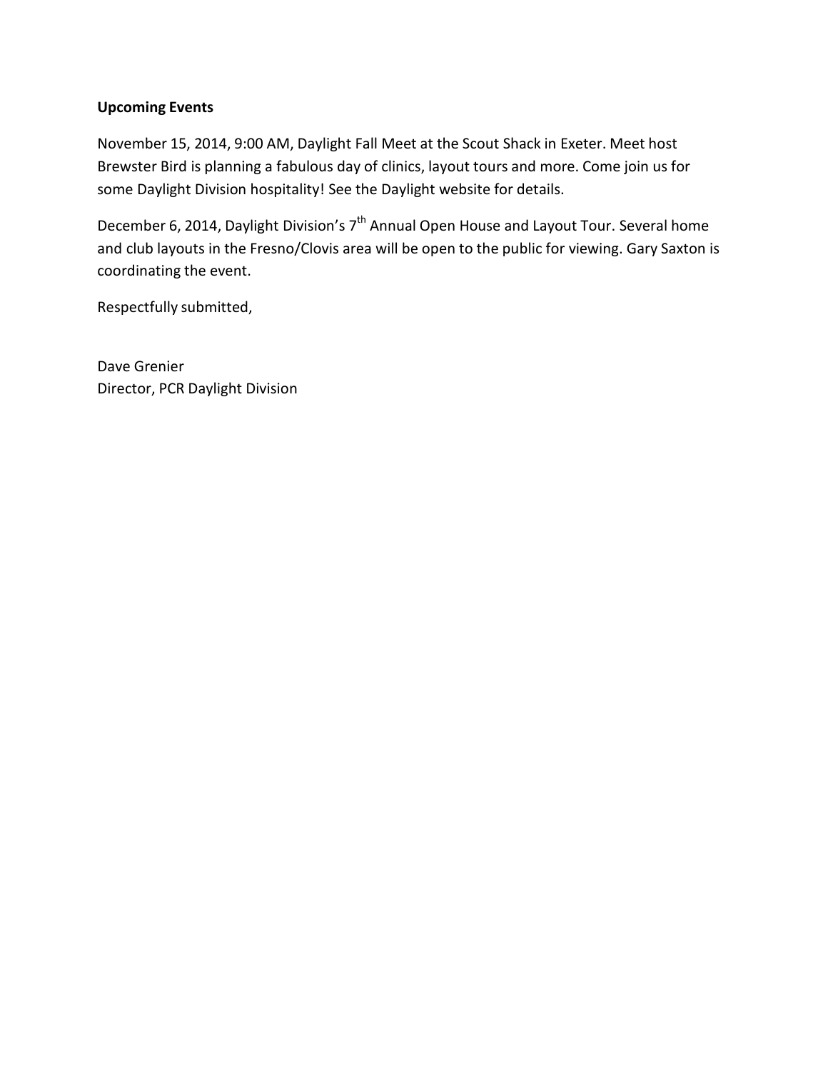**Upcoming Events**

November 15, 2014, 9:00 AM, Daylight Fall Meet at the Scout Shack in Exeter. Meet host Brewster Bird is planning a fabulous day of clinics, layout tours and more. Come join us for some Daylight Division hospitality! See the Daylight website for details.

December 6, 2014, Daylight Division's 7th Annual Open House and Layout Tour. Several home and club layouts in the Fresno/Clovis area will be open to the public for viewing. Gary Saxton is coordinating the event.

Respectfully submitted,

Dave Grenier
Director, PCR Daylight Division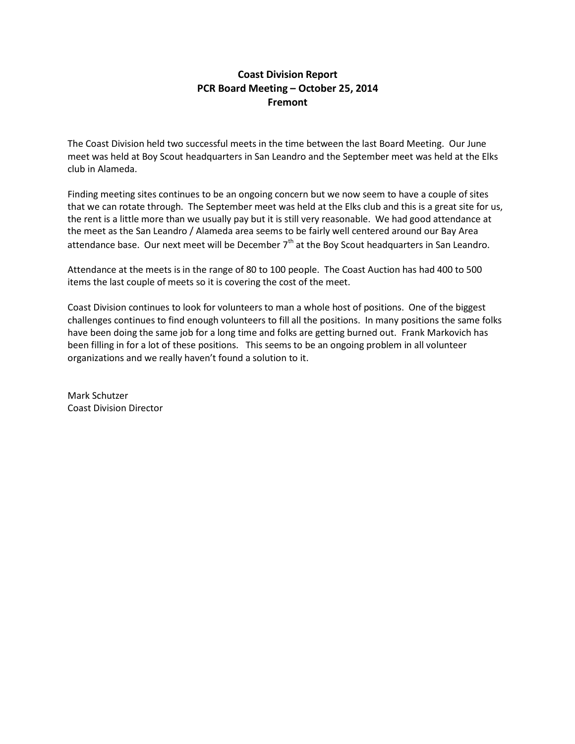## Coast Division Report
## PCR Board Meeting – October 25, 2014
## Fremont

The Coast Division held two successful meets in the time between the last Board Meeting. Our June meet was held at Boy Scout headquarters in San Leandro and the September meet was held at the Elks club in Alameda.

Finding meeting sites continues to be an ongoing concern but we now seem to have a couple of sites that we can rotate through. The September meet was held at the Elks club and this is a great site for us, the rent is a little more than we usually pay but it is still very reasonable. We had good attendance at the meet as the San Leandro / Alameda area seems to be fairly well centered around our Bay Area attendance base. Our next meet will be December 7th at the Boy Scout headquarters in San Leandro.

Attendance at the meets is in the range of 80 to 100 people. The Coast Auction has had 400 to 500 items the last couple of meets so it is covering the cost of the meet.

Coast Division continues to look for volunteers to man a whole host of positions. One of the biggest challenges continues to find enough volunteers to fill all the positions. In many positions the same folks have been doing the same job for a long time and folks are getting burned out. Frank Markovich has been filling in for a lot of these positions. This seems to be an ongoing problem in all volunteer organizations and we really haven't found a solution to it.

Mark Schutzer
Coast Division Director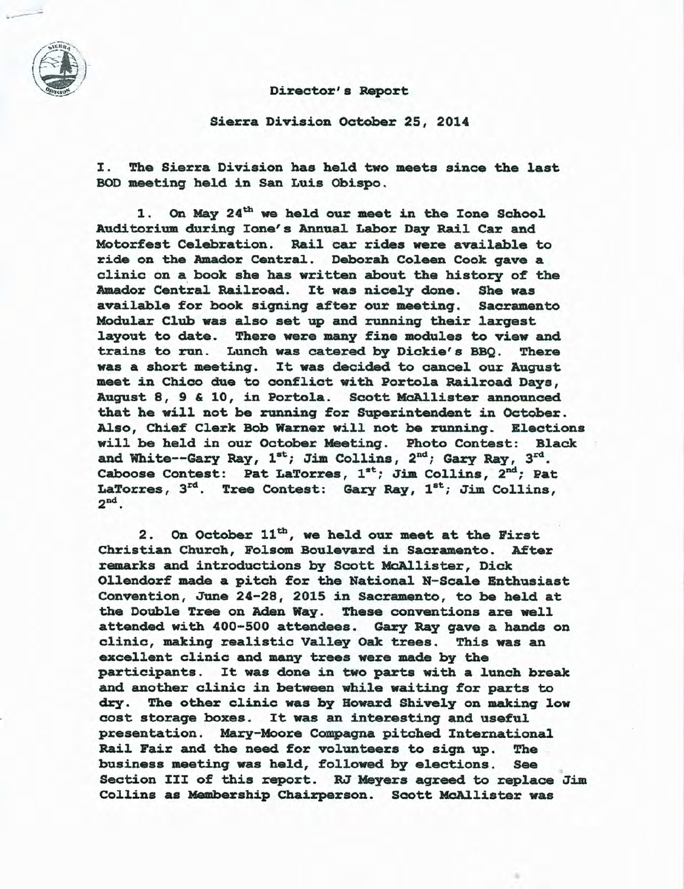## Director's Report

### Sierra Division October 25, 2014

I. The Sierra Division has held two meets since the last BOD meeting held in San Luis Obispo.

1. On May 24th we held our meet in the Ione School Auditorium during Ione's Annual Labor Day Rail Car and Motorfest Celebration. Rail car rides were available to ride on the Amador Central. Deborah Coleen Cook gave a clinic on a book she has written about the history of the Amador Central Railroad. It was nicely done. She was available for book signing after our meeting. Sacramento Modular Club was also set up and running their largest layout to date. There were many fine modules to view and trains to run. Lunch was catered by Dickie's BBQ. There was a short meeting. It was decided to cancel our August meet in Chico due to conflict with Portola Railroad Days, August 8, 9 & 10, in Portola. Scott McAllister announced that he will not be running for Superintendent in October. Also, Chief Clerk Bob Warner will not be running. Elections will be held in our October Meeting. Photo Contest: Black and White--Gary Ray, 1st; Jim Collins, 2nd; Gary Ray, 3rd. Caboose Contest: Pat LaTorres, 1st; Jim Collins, 2nd; Pat LaTorres, 3rd. Tree Contest: Gary Ray, 1st; Jim Collins, 2nd.

2. On October 11th, we held our meet at the First Christian Church, Folsom Boulevard in Sacramento. After remarks and introductions by Scott McAllister, Dick Ollendorf made a pitch for the National N-Scale Enthusiast Convention, June 24-28, 2015 in Sacramento, to be held at the Double Tree on Aden Way. These conventions are well attended with 400-500 attendees. Gary Ray gave a hands on clinic, making realistic Valley Oak trees. This was an excellent clinic and many trees were made by the participants. It was done in two parts with a lunch break and another clinic in between while waiting for parts to dry. The other clinic was by Howard Shively on making low cost storage boxes. It was an interesting and useful presentation. Mary-Moore Compagna pitched International Rail Fair and the need for volunteers to sign up. The business meeting was held, followed by elections. See Section III of this report. RJ Meyers agreed to replace Jim Collins as Membership Chairperson. Scott McAllister was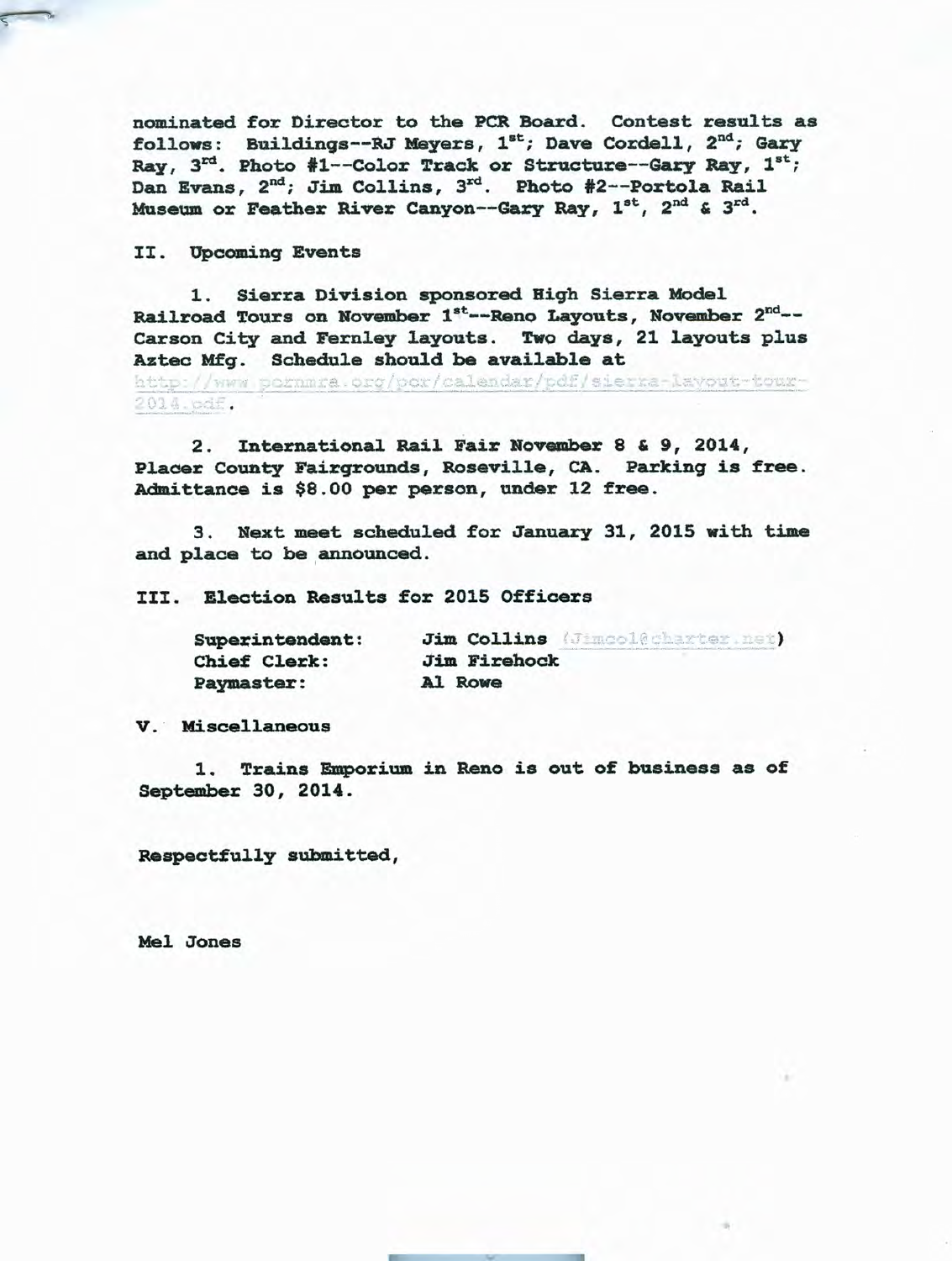nominated for Director to the PCR Board. Contest results as follows: Buildings--RJ Meyers, 1st; Dave Cordell, 2nd; Gary Ray, 3rd. Photo #1--Color Track or Structure--Gary Ray, 1st; Dan Evans, 2nd; Jim Collins, 3rd. Photo #2--Portola Rail Museum or Feather River Canyon--Gary Ray, 1st, 2nd & 3rd.

## II. Upcoming Events

1. Sierra Division sponsored High Sierra Model Railroad Tours on November 1st--Reno Layouts, November 2nd--Carson City and Fernley layouts. Two days, 21 layouts plus Aztec Mfg. Schedule should be available at http://www.pcrnmra.org/pcr/calendar/pdf/sierra-layout-tour-2014.pdf.

2. International Rail Fair November 8 & 9, 2014, Placer County Fairgrounds, Roseville, CA. Parking is free. Admittance is $8.00 per person, under 12 free.

3. Next meet scheduled for January 31, 2015 with time and place to be announced.

## III. Election Results for 2015 Officers

| | |
|---|---|
| Superintendent: | Jim Collins (Jimcol@charter.net) |
| Chief Clerk: | Jim Firehock |
| Paymaster: | Al Rowe |

## V. Miscellaneous

1. Trains Emporium in Reno is out of business as of September 30, 2014.

Respectfully submitted,

Mel Jones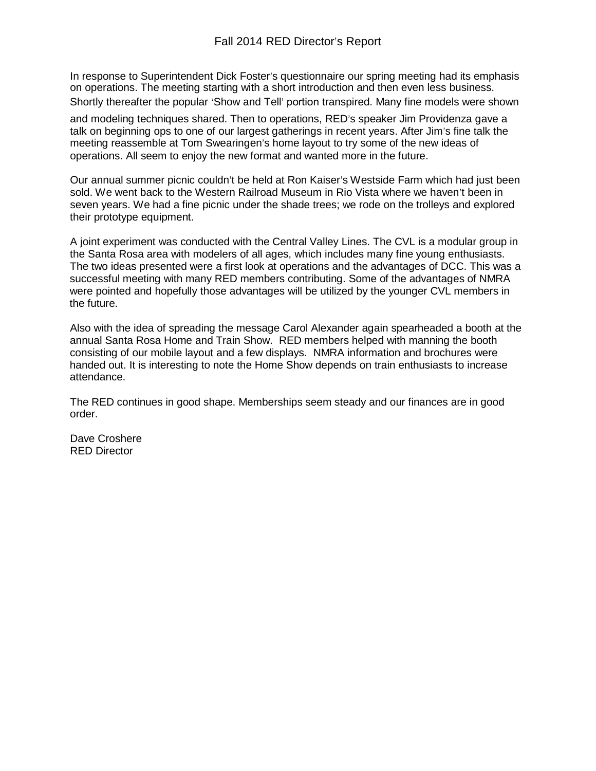# Fall 2014 RED Director's Report

In response to Superintendent Dick Foster's questionnaire our spring meeting had its emphasis on operations. The meeting starting with a short introduction and then even less business. Shortly thereafter the popular 'Show and Tell' portion transpired. Many fine models were shown and modeling techniques shared. Then to operations, RED's speaker Jim Providenza gave a talk on beginning ops to one of our largest gatherings in recent years. After Jim's fine talk the meeting reassemble at Tom Swearingen's home layout to try some of the new ideas of operations. All seem to enjoy the new format and wanted more in the future.

Our annual summer picnic couldn't be held at Ron Kaiser's Westside Farm which had just been sold. We went back to the Western Railroad Museum in Rio Vista where we haven't been in seven years. We had a fine picnic under the shade trees; we rode on the trolleys and explored their prototype equipment.

A joint experiment was conducted with the Central Valley Lines. The CVL is a modular group in the Santa Rosa area with modelers of all ages, which includes many fine young enthusiasts. The two ideas presented were a first look at operations and the advantages of DCC. This was a successful meeting with many RED members contributing. Some of the advantages of NMRA were pointed and hopefully those advantages will be utilized by the younger CVL members in the future.

Also with the idea of spreading the message Carol Alexander again spearheaded a booth at the annual Santa Rosa Home and Train Show. RED members helped with manning the booth consisting of our mobile layout and a few displays. NMRA information and brochures were handed out. It is interesting to note the Home Show depends on train enthusiasts to increase attendance.

The RED continues in good shape. Memberships seem steady and our finances are in good order.

Dave Croshere  
RED Director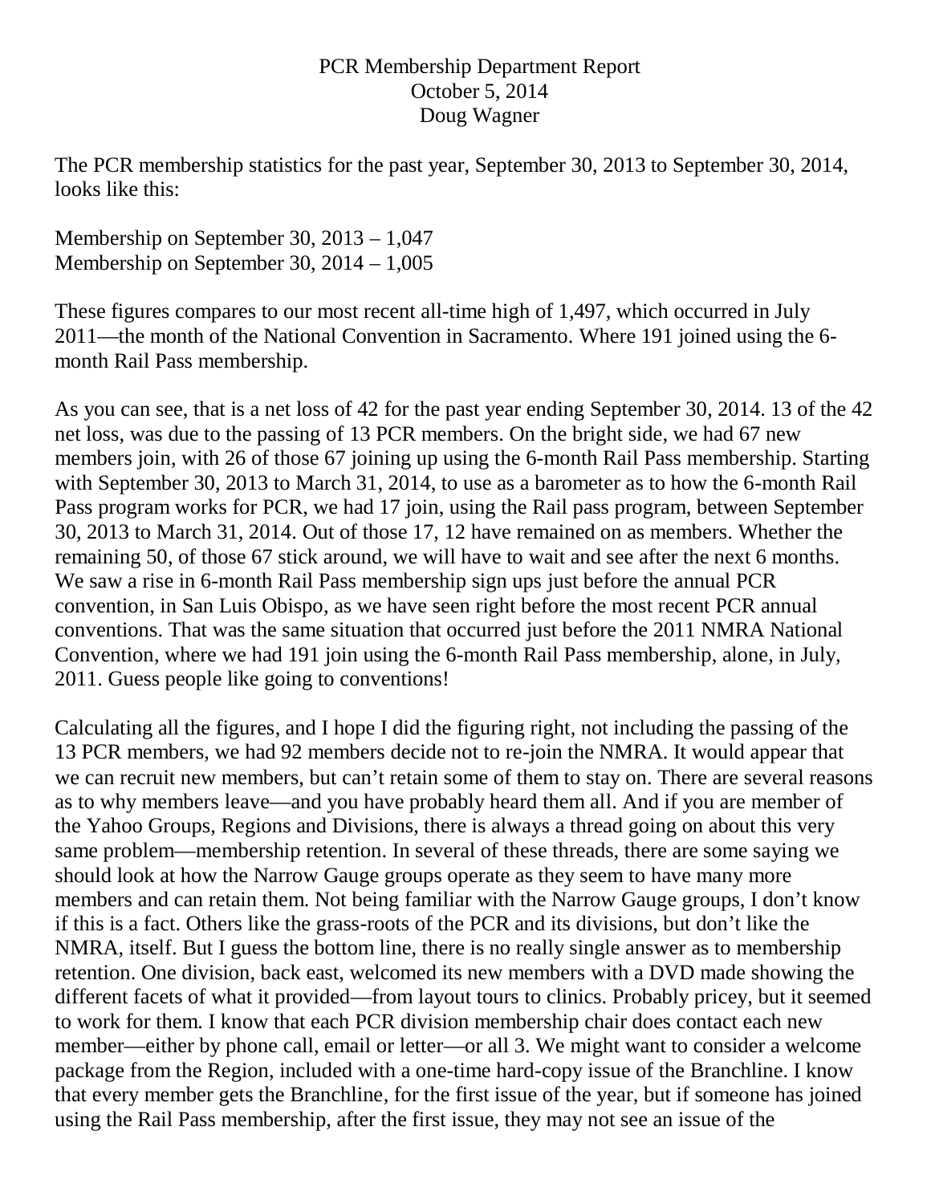PCR Membership Department Report
October 5, 2014
Doug Wagner

The PCR membership statistics for the past year, September 30, 2013 to September 30, 2014, looks like this:

Membership on September 30, 2013 – 1,047
Membership on September 30, 2014 – 1,005

These figures compares to our most recent all-time high of 1,497, which occurred in July 2011—the month of the National Convention in Sacramento. Where 191 joined using the 6-month Rail Pass membership.

As you can see, that is a net loss of 42 for the past year ending September 30, 2014. 13 of the 42 net loss, was due to the passing of 13 PCR members. On the bright side, we had 67 new members join, with 26 of those 67 joining up using the 6-month Rail Pass membership. Starting with September 30, 2013 to March 31, 2014, to use as a barometer as to how the 6-month Rail Pass program works for PCR, we had 17 join, using the Rail pass program, between September 30, 2013 to March 31, 2014. Out of those 17, 12 have remained on as members. Whether the remaining 50, of those 67 stick around, we will have to wait and see after the next 6 months. We saw a rise in 6-month Rail Pass membership sign ups just before the annual PCR convention, in San Luis Obispo, as we have seen right before the most recent PCR annual conventions. That was the same situation that occurred just before the 2011 NMRA National Convention, where we had 191 join using the 6-month Rail Pass membership, alone, in July, 2011. Guess people like going to conventions!

Calculating all the figures, and I hope I did the figuring right, not including the passing of the 13 PCR members, we had 92 members decide not to re-join the NMRA. It would appear that we can recruit new members, but can't retain some of them to stay on. There are several reasons as to why members leave—and you have probably heard them all. And if you are member of the Yahoo Groups, Regions and Divisions, there is always a thread going on about this very same problem—membership retention. In several of these threads, there are some saying we should look at how the Narrow Gauge groups operate as they seem to have many more members and can retain them. Not being familiar with the Narrow Gauge groups, I don't know if this is a fact. Others like the grass-roots of the PCR and its divisions, but don't like the NMRA, itself. But I guess the bottom line, there is no really single answer as to membership retention. One division, back east, welcomed its new members with a DVD made showing the different facets of what it provided—from layout tours to clinics. Probably pricey, but it seemed to work for them. I know that each PCR division membership chair does contact each new member—either by phone call, email or letter—or all 3. We might want to consider a welcome package from the Region, included with a one-time hard-copy issue of the Branchline. I know that every member gets the Branchline, for the first issue of the year, but if someone has joined using the Rail Pass membership, after the first issue, they may not see an issue of the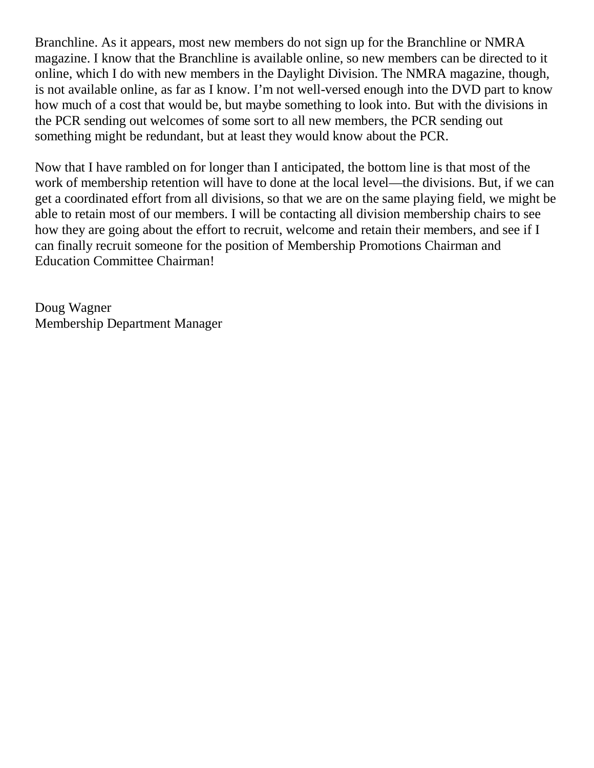Branchline. As it appears, most new members do not sign up for the Branchline or NMRA magazine. I know that the Branchline is available online, so new members can be directed to it online, which I do with new members in the Daylight Division. The NMRA magazine, though, is not available online, as far as I know. I'm not well-versed enough into the DVD part to know how much of a cost that would be, but maybe something to look into. But with the divisions in the PCR sending out welcomes of some sort to all new members, the PCR sending out something might be redundant, but at least they would know about the PCR.

Now that I have rambled on for longer than I anticipated, the bottom line is that most of the work of membership retention will have to done at the local level—the divisions. But, if we can get a coordinated effort from all divisions, so that we are on the same playing field, we might be able to retain most of our members. I will be contacting all division membership chairs to see how they are going about the effort to recruit, welcome and retain their members, and see if I can finally recruit someone for the position of Membership Promotions Chairman and Education Committee Chairman!

Doug Wagner
Membership Department Manager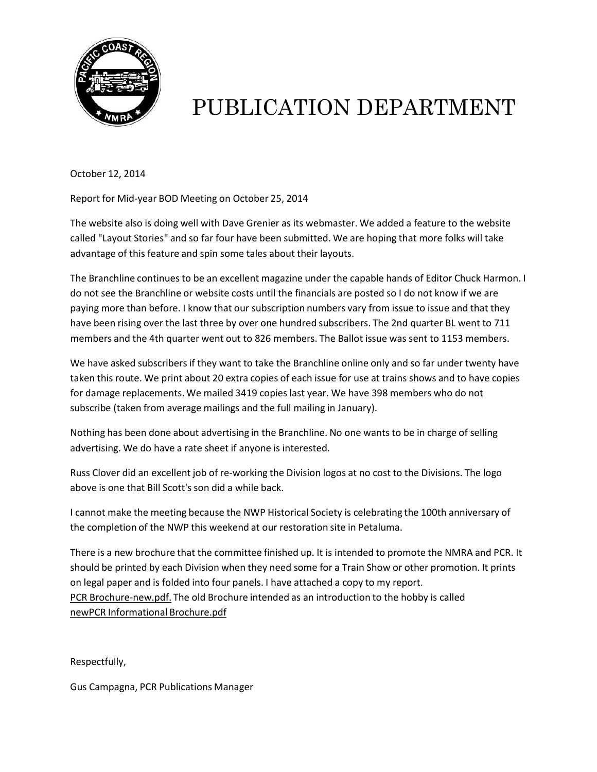# PUBLICATION DEPARTMENT

October 12, 2014

Report for Mid-year BOD Meeting on October 25, 2014

The website also is doing well with Dave Grenier as its webmaster. We added a feature to the website called "Layout Stories" and so far four have been submitted. We are hoping that more folks will take advantage of this feature and spin some tales about their layouts.

The Branchline continues to be an excellent magazine under the capable hands of Editor Chuck Harmon. I do not see the Branchline or website costs until the financials are posted so I do not know if we are paying more than before. I know that our subscription numbers vary from issue to issue and that they have been rising over the last three by over one hundred subscribers. The 2nd quarter BL went to 711 members and the 4th quarter went out to 826 members. The Ballot issue was sent to 1153 members.

We have asked subscribers if they want to take the Branchline online only and so far under twenty have taken this route. We print about 20 extra copies of each issue for use at trains shows and to have copies for damage replacements. We mailed 3419 copies last year. We have 398 members who do not subscribe (taken from average mailings and the full mailing in January).

Nothing has been done about advertising in the Branchline. No one wants to be in charge of selling advertising. We do have a rate sheet if anyone is interested.

Russ Clover did an excellent job of re-working the Division logos at no cost to the Divisions. The logo above is one that Bill Scott's son did a while back.

I cannot make the meeting because the NWP Historical Society is celebrating the 100th anniversary of the completion of the NWP this weekend at our restoration site in Petaluma.

There is a new brochure that the committee finished up. It is intended to promote the NMRA and PCR. It should be printed by each Division when they need some for a Train Show or other promotion. It prints on legal paper and is folded into four panels. I have attached a copy to my report. PCR Brochure-new.pdf. The old Brochure intended as an introduction to the hobby is called newPCR Informational Brochure.pdf

Respectfully,

Gus Campagna, PCR Publications Manager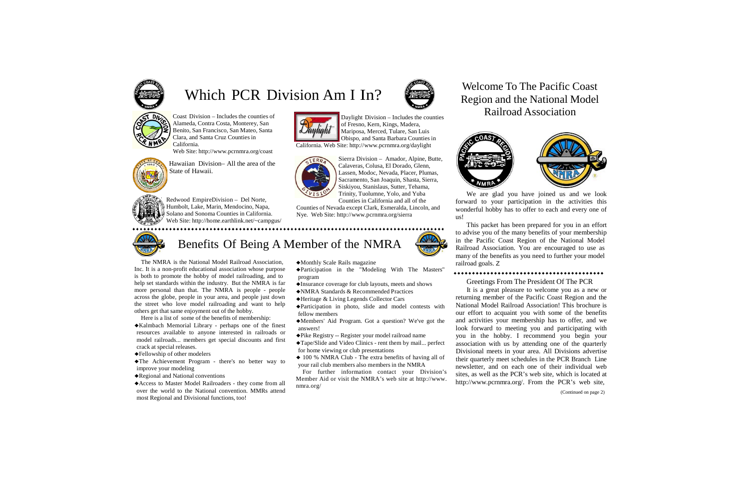# Which PCR Division Am I In?

Coast Division – Includes the counties of Alameda, Contra Costa, Monterey, San Benito, San Francisco, San Mateo, Santa Clara, and Santa Cruz Counties in California.
Web Site: http://www.pcrnmra.org/coast

Hawaiian Division– All the area of the State of Hawaii.

Redwood EmpireDivision – Del Norte, Humbolt, Lake, Marin, Mendocino, Napa, Solano and Sonoma Counties in California.
Web Site: http://home.earthlink.net/~campgus/

Daylight Division – Includes the counties of Fresno, Kern, Kings, Madera, Mariposa, Merced, Tulare, San Luis Obispo, and Santa Barbara Counties in California. Web Site: http://www.pcrnmra.org/daylight

Sierra Division – Amador, Alpine, Butte, Calaveras, Colusa, El Dorado, Glenn, Lassen, Modoc, Nevada, Placer, Plumas, Sacramento, San Joaquin, Shasta, Sierra, Siskiyou, Stanislaus, Sutter, Tehama, Trinity, Tuolumne, Yolo, and Yuba Counties in California and all of the Counties of Nevada except Clark, Esmeralda, Lincoln, and Nye. Web Site: http://www.pcrnmra.org/sierra

# Benefits Of Being A Member of the NMRA

The NMRA is the National Model Railroad Association, Inc. It is a non-profit educational association whose purpose is both to promote the hobby of model railroading, and to help set standards within the industry. But the NMRA is far more personal than that. The NMRA is people - people across the globe, people in your area, and people just down the street who love model railroading and want to help others get that same enjoyment out of the hobby.

Here is a list of some of the benefits of membership:

- Kalmbach Memorial Library - perhaps one of the finest resources available to anyone interested in railroads or model railroads... members get special discounts and first crack at special releases.
- Fellowship of other modelers
- The Achievement Program - there's no better way to improve your modeling
- Regional and National conventions
- Access to Master Model Railroaders - they come from all over the world to the National convention. MMRs attend most Regional and Divisional functions, too!
- Monthly Scale Rails magazine
- Participation in the "Modeling With The Masters" program
- Insurance coverage for club layouts, meets and shows
- NMRA Standards & Recommended Practices
- Heritage & Living Legends Collector Cars
- Participation in photo, slide and model contests with fellow members
- Members' Aid Program. Got a question? We've got the answers!
- Pike Registry -- Register your model railroad name
- Tape/Slide and Video Clinics - rent them by mail... perfect for home viewing or club presentations
- 100 % NMRA Club - The extra benefits of having all of your rail club members also members in the NMRA

For further information contact your Division's Member Aid or visit the NMRA's web site at http://www.nmra.org/

# Welcome To The Pacific Coast Region and the National Model Railroad Association

We are glad you have joined us and we look forward to your participation in the activities this wonderful hobby has to offer to each and every one of us!

This packet has been prepared for you in an effort to advise you of the many benefits of your membership in the Pacific Coast Region of the National Model Railroad Association. You are encouraged to use as many of the benefits as you need to further your model railroad goals. Z

## Greetings From The President Of The PCR

It is a great pleasure to welcome you as a new or returning member of the Pacific Coast Region and the National Model Railroad Association! This brochure is our effort to acquaint you with some of the benefits and activities your membership has to offer, and we look forward to meeting you and participating with you in the hobby. I recommend you begin your association with us by attending one of the quarterly Divisional meets in your area. All Divisions advertise their quarterly meet schedules in the PCR Branch Line newsletter, and on each one of their individual web sites, as well as the PCR's web site, which is located at http://www.pcrnmra.org/. From the PCR's web site,

(Continued on page 2)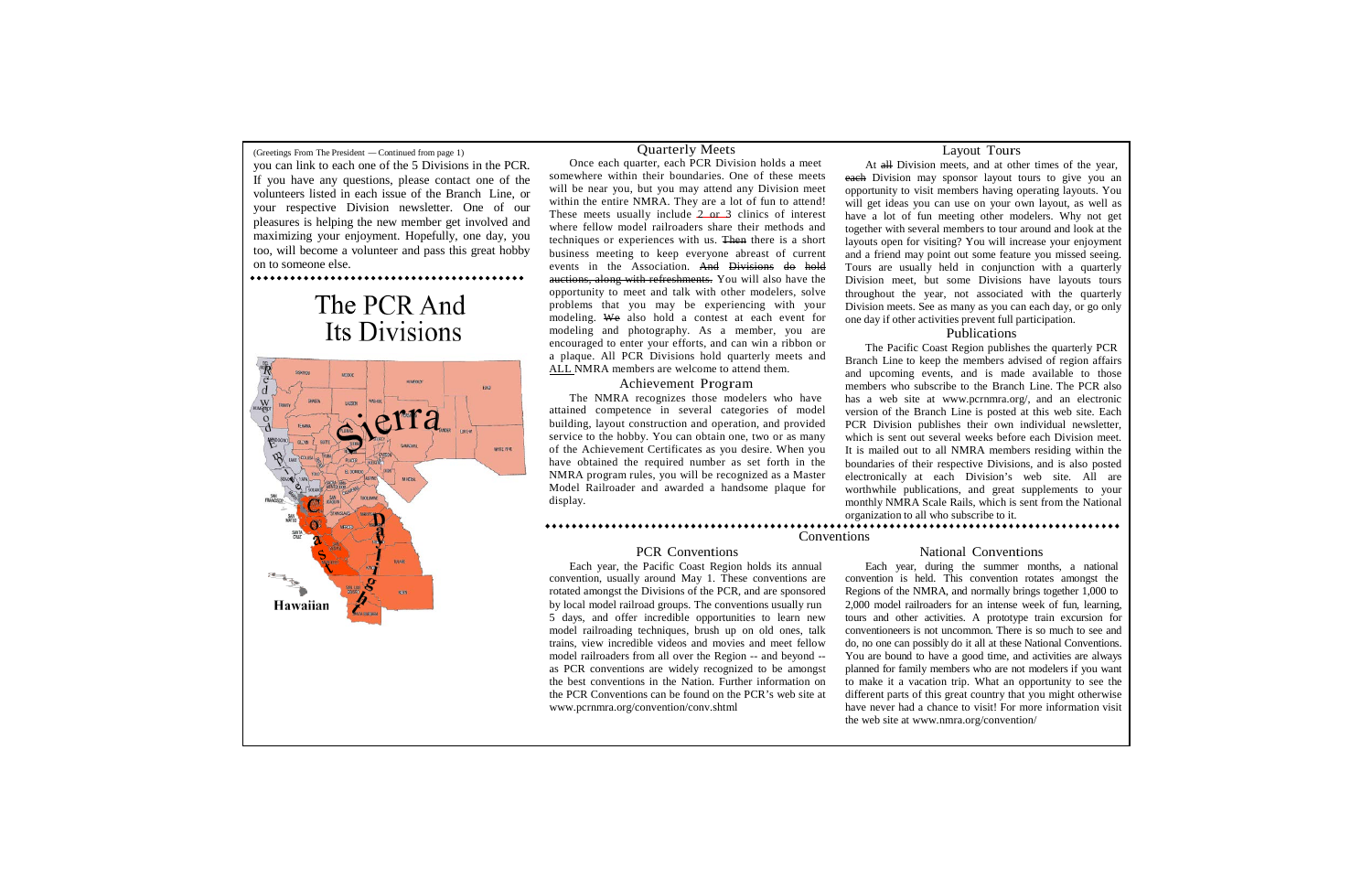(Greetings From The President — Continued from page 1)

you can link to each one of the 5 Divisions in the PCR. If you have any questions, please contact one of the volunteers listed in each issue of the Branch Line, or your respective Division newsletter. One of our pleasures is helping the new member get involved and maximizing your enjoyment. Hopefully, one day, you too, will become a volunteer and pass this great hobby on to someone else.

# The PCR And Its Divisions

## Quarterly Meets

Once each quarter, each PCR Division holds a meet somewhere within their boundaries. One of these meets will be near you, but you may attend any Division meet within the entire NMRA. They are a lot of fun to attend! These meets usually include ~~2 or 3~~ clinics of interest where fellow model railroaders share their methods and techniques or experiences with us. ~~Then~~ there is a short business meeting to keep everyone abreast of current events in the Association. ~~And Divisions do hold auctions, along with refreshments.~~ You will also have the opportunity to meet and talk with other modelers, solve problems that you may be experiencing with your modeling. ~~We~~ also hold a contest at each event for modeling and photography. As a member, you are encouraged to enter your efforts, and can win a ribbon or a plaque. All PCR Divisions hold quarterly meets and ALL NMRA members are welcome to attend them.

## Achievement Program

The NMRA recognizes those modelers who have attained competence in several categories of model building, layout construction and operation, and provided service to the hobby. You can obtain one, two or as many of the Achievement Certificates as you desire. When you have obtained the required number as set forth in the NMRA program rules, you will be recognized as a Master Model Railroader and awarded a handsome plaque for display.

## Layout Tours

At ~~all~~ Division meets, and at other times of the year, ~~each~~ Division may sponsor layout tours to give you an opportunity to visit members having operating layouts. You will get ideas you can use on your own layout, as well as have a lot of fun meeting other modelers. Why not get together with several members to tour around and look at the layouts open for visiting? You will increase your enjoyment and a friend may point out some feature you missed seeing. Tours are usually held in conjunction with a quarterly Division meet, but some Divisions have layouts tours throughout the year, not associated with the quarterly Division meets. See as many as you can each day, or go only one day if other activities prevent full participation.

## Publications

The Pacific Coast Region publishes the quarterly PCR Branch Line to keep the members advised of region affairs and upcoming events, and is made available to those members who subscribe to the Branch Line. The PCR also has a web site at www.pcrnmra.org/, and an electronic version of the Branch Line is posted at this web site. Each PCR Division publishes their own individual newsletter, which is sent out several weeks before each Division meet. It is mailed out to all NMRA members residing within the boundaries of their respective Divisions, and is also posted electronically at each Division's web site. All are worthwhile publications, and great supplements to your monthly NMRA Scale Rails, which is sent from the National organization to all who subscribe to it.

# Conventions

## PCR Conventions

Each year, the Pacific Coast Region holds its annual convention, usually around May 1. These conventions are rotated amongst the Divisions of the PCR, and are sponsored by local model railroad groups. The conventions usually run 5 days, and offer incredible opportunities to learn new model railroading techniques, brush up on old ones, talk trains, view incredible videos and movies and meet fellow model railroaders from all over the Region -- and beyond -- as PCR conventions are widely recognized to be amongst the best conventions in the Nation. Further information on the PCR Conventions can be found on the PCR's web site at www.pcrnmra.org/convention/conv.shtml

## National Conventions

Each year, during the summer months, a national convention is held. This convention rotates amongst the Regions of the NMRA, and normally brings together 1,000 to 2,000 model railroaders for an intense week of fun, learning, tours and other activities. A prototype train excursion for conventioneers is not uncommon. There is so much to see and do, no one can possibly do it all at these National Conventions. You are bound to have a good time, and activities are always planned for family members who are not modelers if you want to make it a vacation trip. What an opportunity to see the different parts of this great country that you might otherwise have never had a chance to visit! For more information visit the web site at www.nmra.org/convention/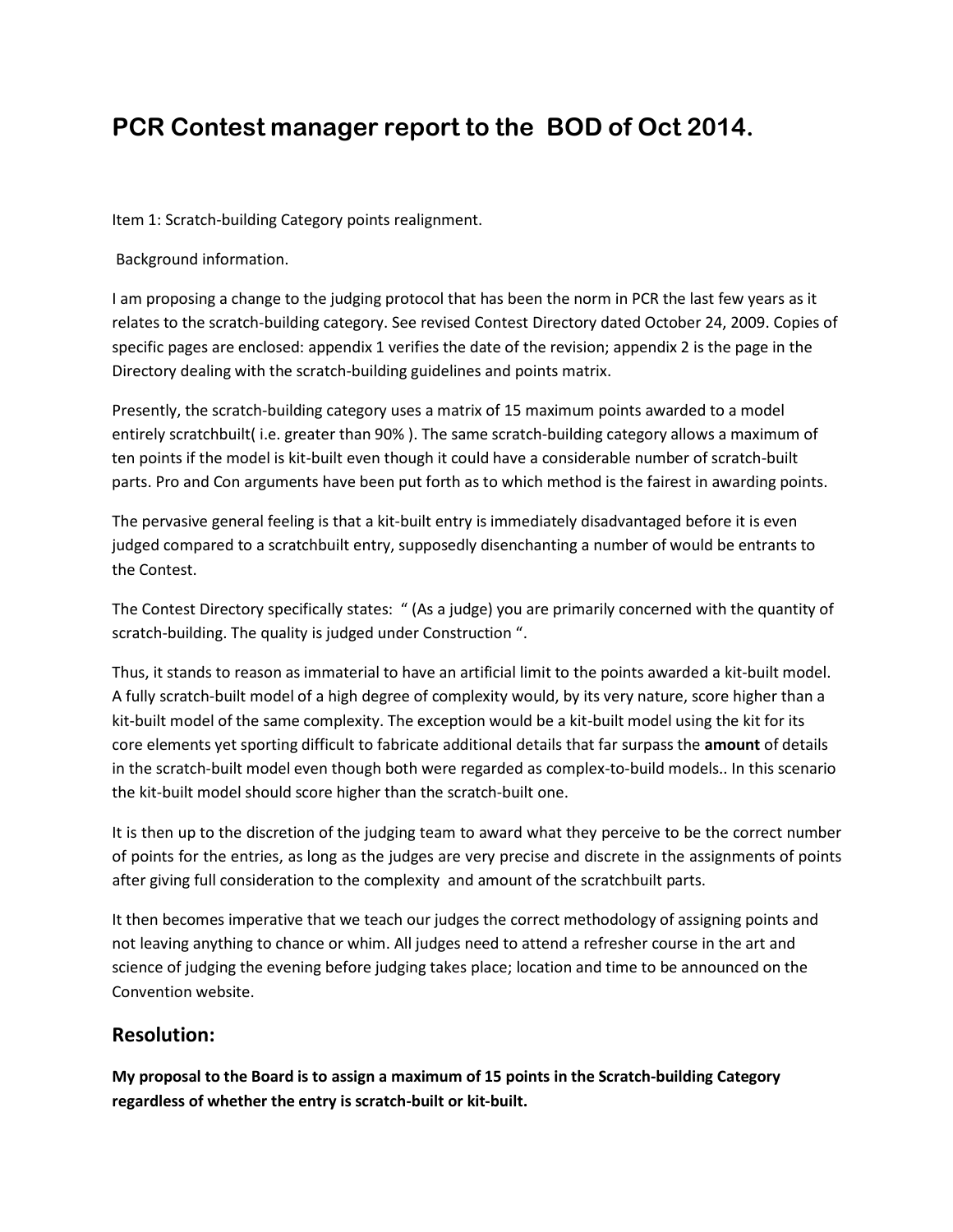# PCR Contest manager report to the BOD of Oct 2014.

Item 1: Scratch-building Category points realignment.

Background information.

I am proposing a change to the judging protocol that has been the norm in PCR the last few years as it relates to the scratch-building category. See revised Contest Directory dated October 24, 2009. Copies of specific pages are enclosed: appendix 1 verifies the date of the revision; appendix 2 is the page in the Directory dealing with the scratch-building guidelines and points matrix.

Presently, the scratch-building category uses a matrix of 15 maximum points awarded to a model entirely scratchbuilt( i.e. greater than 90% ). The same scratch-building category allows a maximum of ten points if the model is kit-built even though it could have a considerable number of scratch-built parts. Pro and Con arguments have been put forth as to which method is the fairest in awarding points.

The pervasive general feeling is that a kit-built entry is immediately disadvantaged before it is even judged compared to a scratchbuilt entry, supposedly disenchanting a number of would be entrants to the Contest.

The Contest Directory specifically states: " (As a judge) you are primarily concerned with the quantity of scratch-building. The quality is judged under Construction ".

Thus, it stands to reason as immaterial to have an artificial limit to the points awarded a kit-built model. A fully scratch-built model of a high degree of complexity would, by its very nature, score higher than a kit-built model of the same complexity. The exception would be a kit-built model using the kit for its core elements yet sporting difficult to fabricate additional details that far surpass the **amount** of details in the scratch-built model even though both were regarded as complex-to-build models.. In this scenario the kit-built model should score higher than the scratch-built one.

It is then up to the discretion of the judging team to award what they perceive to be the correct number of points for the entries, as long as the judges are very precise and discrete in the assignments of points after giving full consideration to the complexity and amount of the scratchbuilt parts.

It then becomes imperative that we teach our judges the correct methodology of assigning points and not leaving anything to chance or whim. All judges need to attend a refresher course in the art and science of judging the evening before judging takes place; location and time to be announced on the Convention website.

## Resolution:

**My proposal to the Board is to assign a maximum of 15 points in the Scratch-building Category regardless of whether the entry is scratch-built or kit-built.**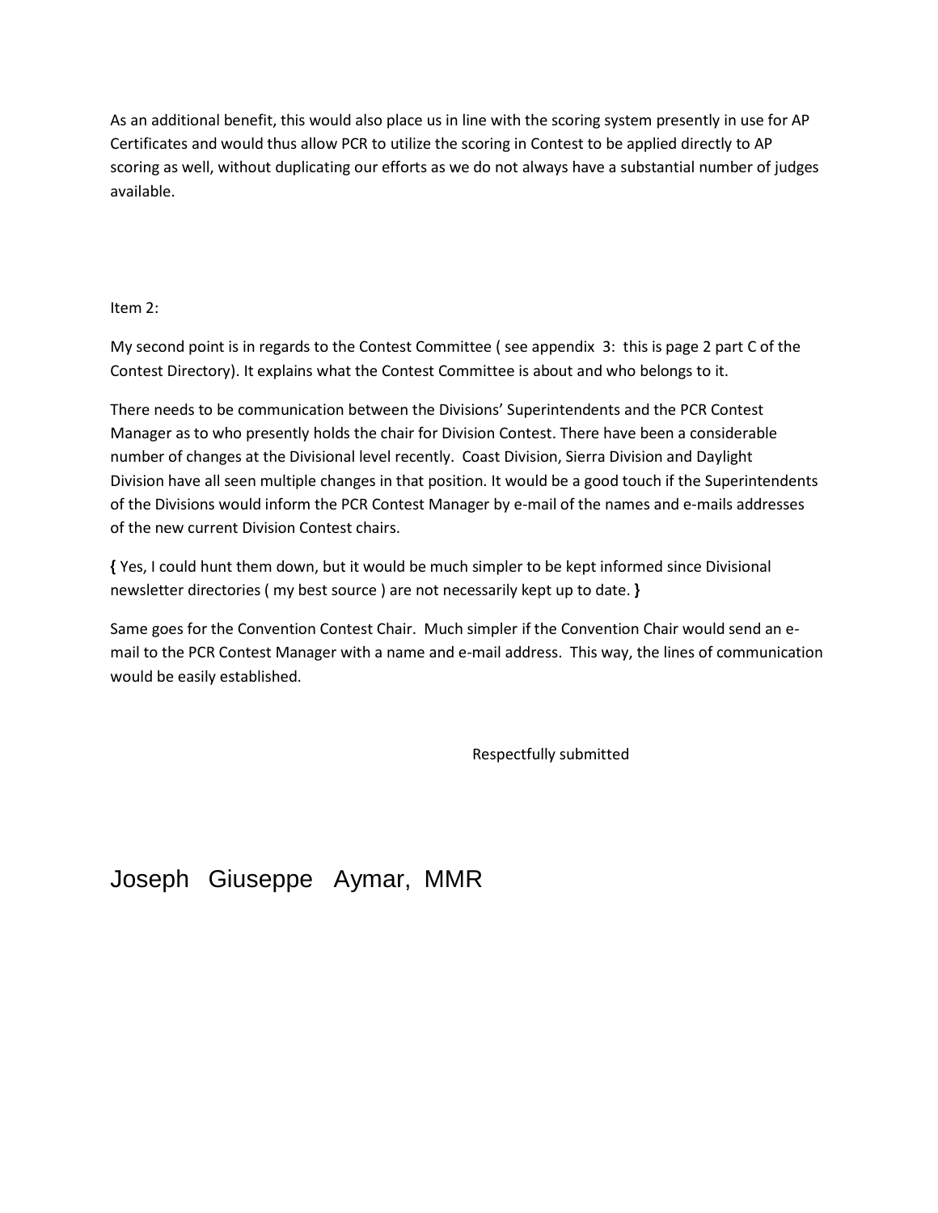As an additional benefit, this would also place us in line with the scoring system presently in use for AP Certificates and would thus allow PCR to utilize the scoring in Contest to be applied directly to AP scoring as well, without duplicating our efforts as we do not always have a substantial number of judges available.

Item 2:

My second point is in regards to the Contest Committee ( see appendix 3: this is page 2 part C of the Contest Directory). It explains what the Contest Committee is about and who belongs to it.

There needs to be communication between the Divisions' Superintendents and the PCR Contest Manager as to who presently holds the chair for Division Contest. There have been a considerable number of changes at the Divisional level recently. Coast Division, Sierra Division and Daylight Division have all seen multiple changes in that position. It would be a good touch if the Superintendents of the Divisions would inform the PCR Contest Manager by e-mail of the names and e-mails addresses of the new current Division Contest chairs.

**{** Yes, I could hunt them down, but it would be much simpler to be kept informed since Divisional newsletter directories ( my best source ) are not necessarily kept up to date. **}**

Same goes for the Convention Contest Chair. Much simpler if the Convention Chair would send an e-mail to the PCR Contest Manager with a name and e-mail address. This way, the lines of communication would be easily established.

Respectfully submitted

Joseph Giuseppe Aymar, MMR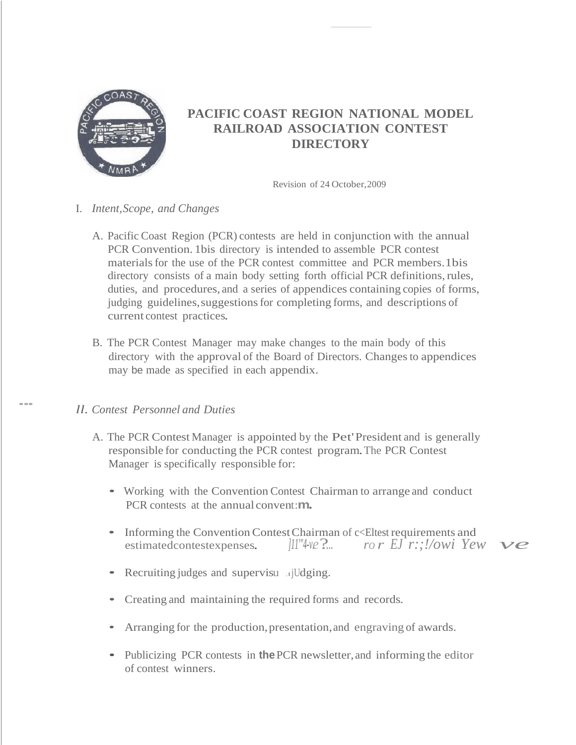# PACIFIC COAST REGION NATIONAL MODEL RAILROAD ASSOCIATION CONTEST DIRECTORY

Revision of 24 October, 2009

## I. *Intent, Scope, and Changes*

A. Pacific Coast Region (PCR) contests are held in conjunction with the annual PCR Convention. 1bis directory is intended to assemble PCR contest materials for the use of the PCR contest committee and PCR members. 1bis directory consists of a main body setting forth official PCR definitions, rules, duties, and procedures, and a series of appendices containing copies of forms, judging guidelines, suggestions for completing forms, and descriptions of current contest practices.

B. The PCR Contest Manager may make changes to the main body of this directory with the approval of the Board of Directors. Changes to appendices may be made as specified in each appendix.

## II. *Contest Personnel and Duties*

A. The PCR Contest Manager is appointed by the Pet' President and is generally responsible for conducting the PCR contest program. The PCR Contest Manager is specifically responsible for:

- Working with the Convention Contest Chairman to arrange and conduct PCR contests at the annual convent:m.
- Informing the Convention Contest Chairman of c<Eltest requirements and estimatedcontestexpenses. ]11'"4-ve?... ro r EJ r:;!/owi Yew ve
- Recruiting judges and supervisu .ıjUdging.
- Creating and maintaining the required forms and records.
- Arranging for the production, presentation, and engraving of awards.
- Publicizing PCR contests in the PCR newsletter, and informing the editor of contest winners.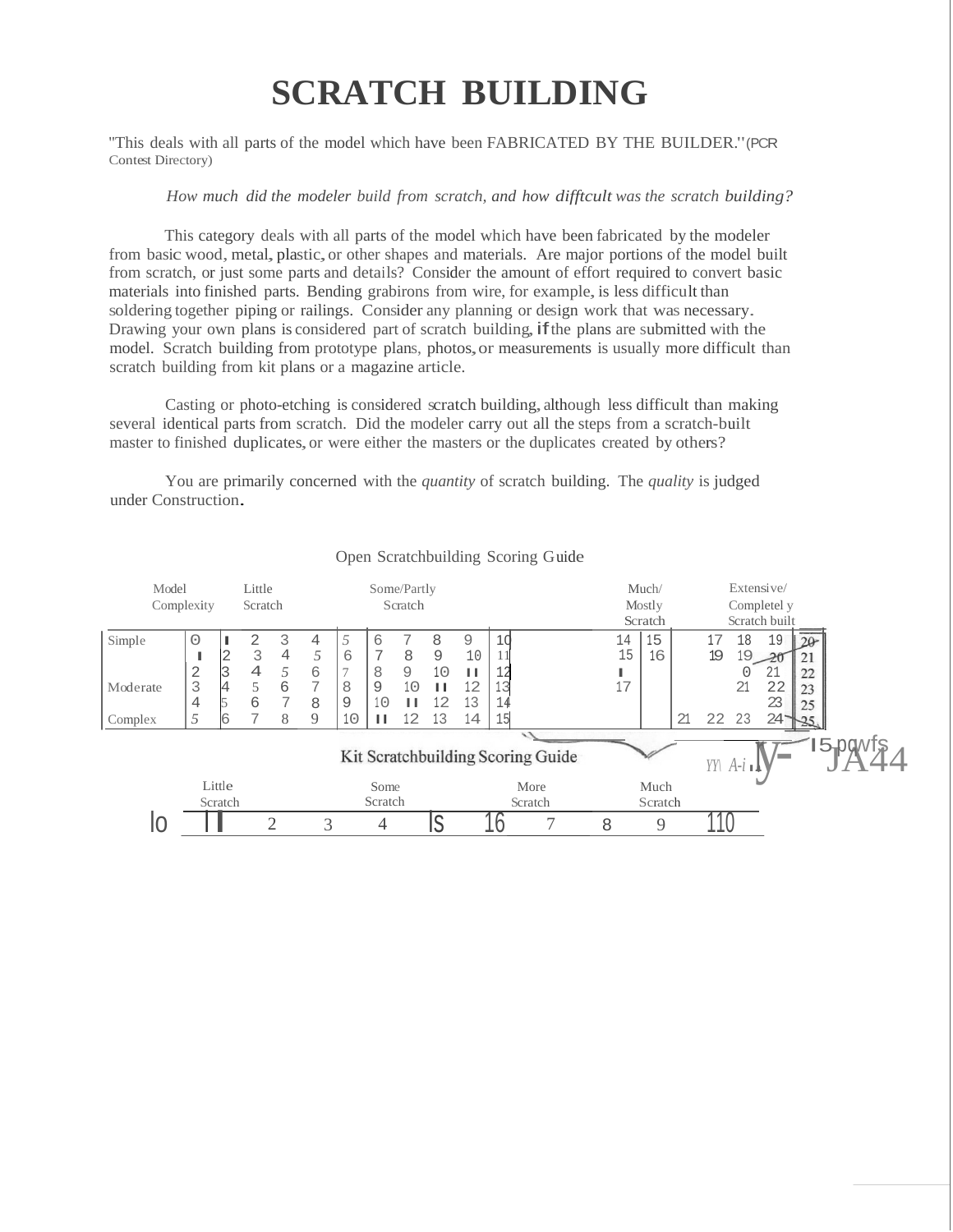# SCRATCH BUILDING

"This deals with all parts of the model which have been FABRICATED BY THE BUILDER." (PCR Contest Directory)

*How much did the modeler build from scratch, and how difficult was the scratch building?*

This category deals with all parts of the model which have been fabricated by the modeler from basic wood, metal, plastic, or other shapes and materials. Are major portions of the model built from scratch, or just some parts and details? Consider the amount of effort required to convert basic materials into finished parts. Bending grabirons from wire, for example, is less difficult than soldering together piping or railings. Consider any planning or design work that was necessary. Drawing your own plans is considered part of scratch building, if the plans are submitted with the model. Scratch building from prototype plans, photos, or measurements is usually more difficult than scratch building from kit plans or a magazine article.

Casting or photo-etching is considered scratch building, although less difficult than making several identical parts from scratch. Did the modeler carry out all the steps from a scratch-built master to finished duplicates, or were either the masters or the duplicates created by others?

You are primarily concerned with the *quantity* of scratch building. The *quality* is judged under Construction.

Open Scratchbuilding Scoring Guide

| Model Complexity | | Little Scratch | | | | Some/Partly Scratch | | | | | Much/ Mostly Scratch | | Extensive/ Completely Scratch built | | | |
|---|---|---|---|---|---|---|---|---|---|---|---|---|---|---|---|---|
| Simple | 0 | 1 | 2 | 3 | 4 | 5 | 6 | 7 | 8 | 9 | 10 | 14 | 15 | 17 | 18 | 19 | 20 |
| | 1 | 2 | 3 | 4 | 5 | 6 | 7 | 8 | 9 | 10 | 11 | 15 | 16 | 19 | 19 | 20 | 21 |
| | 2 | 3 | 4 | 5 | 6 | 7 | 8 | 9 | 10 | 11 | 12 | 1 | | | 20 | 21 | 22 |
| Moderate | 3 | 4 | 5 | 6 | 7 | 8 | 9 | 10 | 11 | 12 | 13 | 17 | | | 21 | 22 | 23 |
| | 4 | 5 | 6 | 7 | 8 | 9 | 10 | 11 | 12 | 13 | 14 | | | | | 23 | 25 |
| Complex | 5 | 6 | 7 | 8 | 9 | 10 | 11 | 12 | 13 | 14 | 15 | | | 21 | 22 23 | 24 | 25 |

15 points

Kit Scratchbuilding Scoring Guide

| Little Scratch | | | | | Some Scratch | | More Scratch | | Much Scratch | |
|---|---|---|---|---|---|---|---|---|---|---|
| 0 | 1 | 2 | 3 | 4 | 5 | 6 | 7 | 8 | 9 | 10 |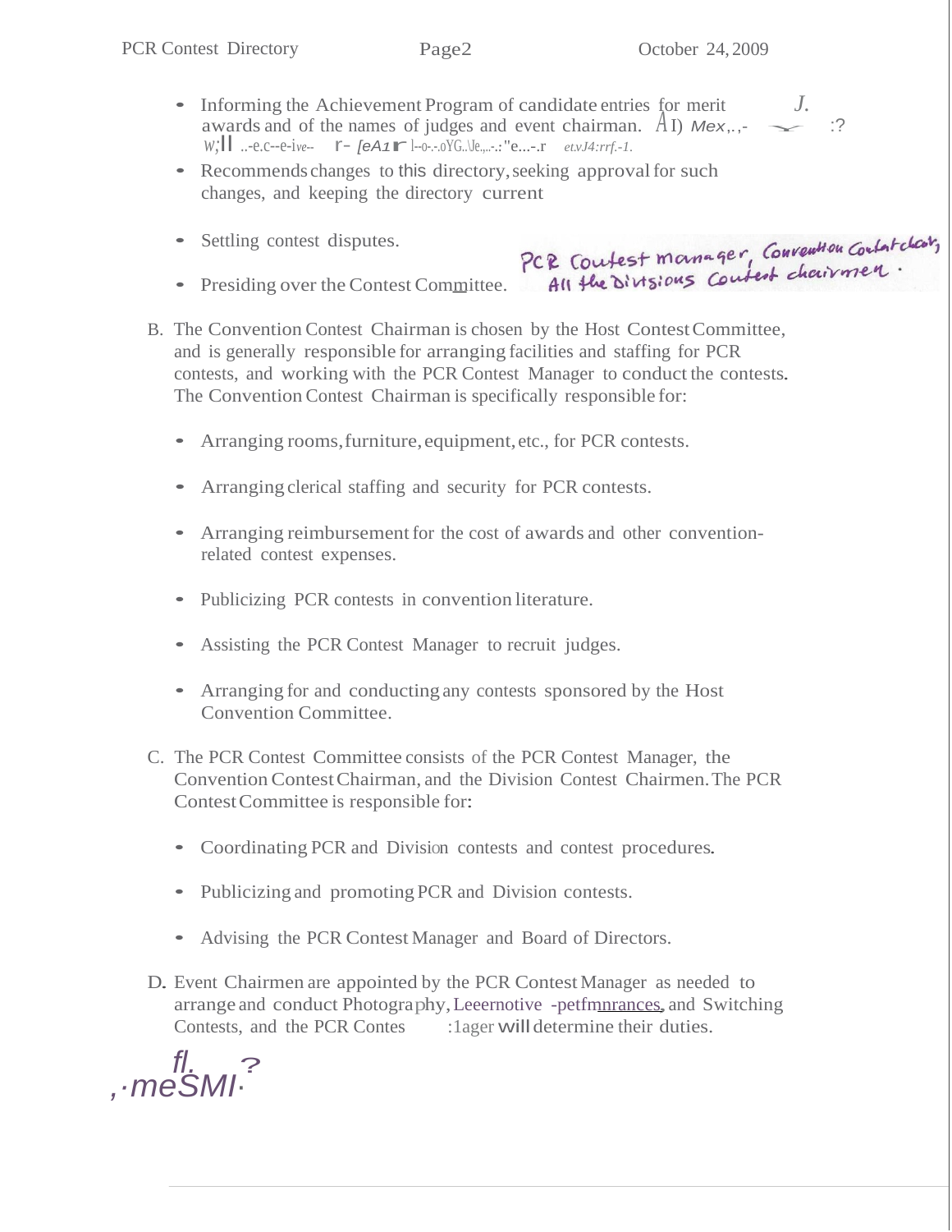- Informing the Achievement Program of candidate entries for merit awards and of the names of judges and event chairman.
- Recommends changes to this directory, seeking approval for such changes, and keeping the directory current
- Settling contest disputes.
- Presiding over the Contest Committee.

PCR Contest manager, Convention Contest chair, All the Divisions Contest chairmen.

B. The Convention Contest Chairman is chosen by the Host Contest Committee, and is generally responsible for arranging facilities and staffing for PCR contests, and working with the PCR Contest Manager to conduct the contests. The Convention Contest Chairman is specifically responsible for:

- Arranging rooms, furniture, equipment, etc., for PCR contests.
- Arranging clerical staffing and security for PCR contests.
- Arranging reimbursement for the cost of awards and other convention-related contest expenses.
- Publicizing PCR contests in convention literature.
- Assisting the PCR Contest Manager to recruit judges.
- Arranging for and conducting any contests sponsored by the Host Convention Committee.

C. The PCR Contest Committee consists of the PCR Contest Manager, the Convention Contest Chairman, and the Division Contest Chairmen. The PCR Contest Committee is responsible for:

- Coordinating PCR and Division contests and contest procedures.
- Publicizing and promoting PCR and Division contests.
- Advising the PCR Contest Manager and Board of Directors.

D. Event Chairmen are appointed by the PCR Contest Manager as needed to arrange and conduct Photography, ~~Locomotive performances,~~ and Switching Contests, and the PCR Contest Manager will determine their duties.